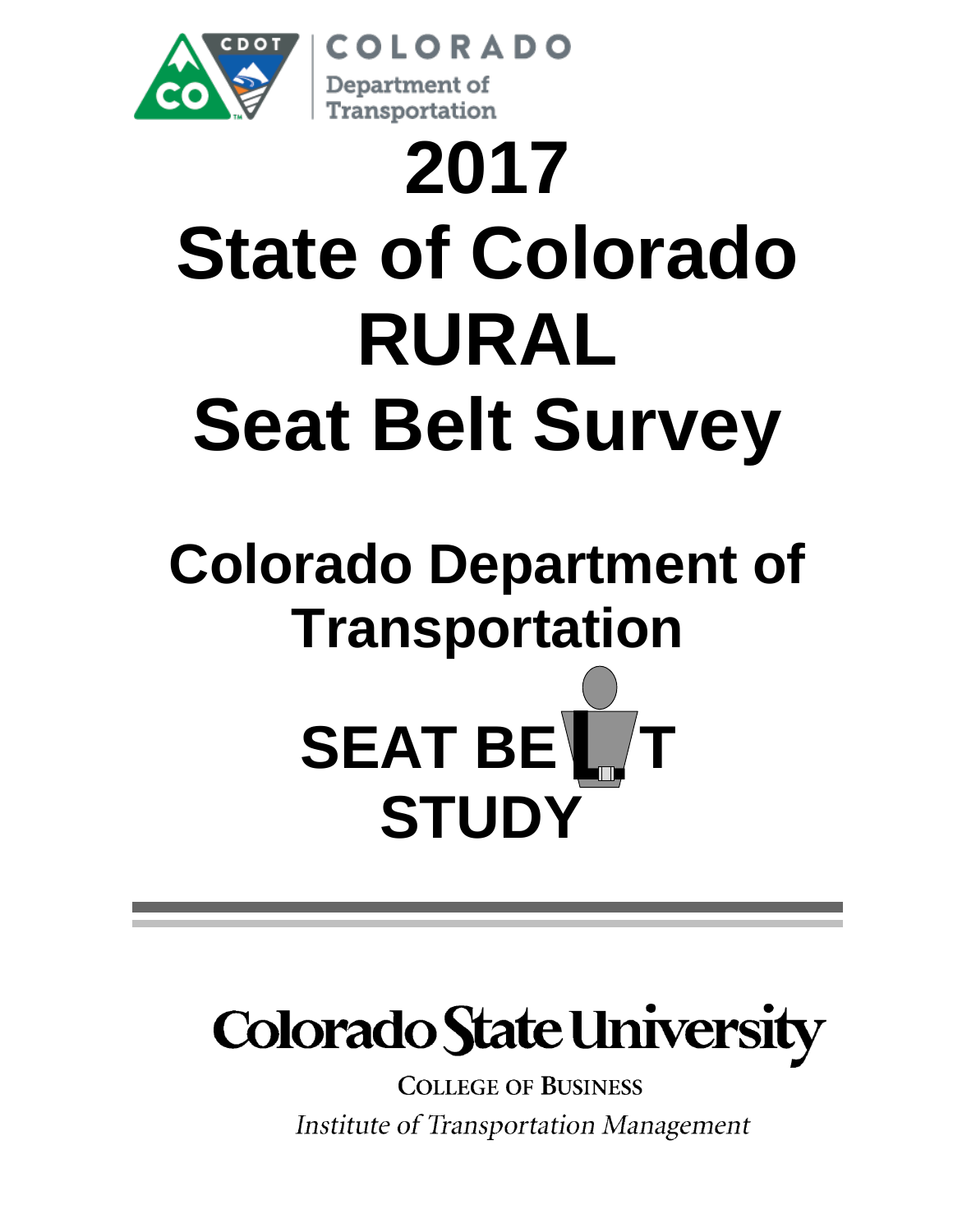COLORADO
Department of Transportation

# 2017 State of Colorado RURAL Seat Belt Survey

## Colorado Department of Transportation

## SEAT BELT STUDY

Colorado State University

COLLEGE OF BUSINESS

*Institute of Transportation Management*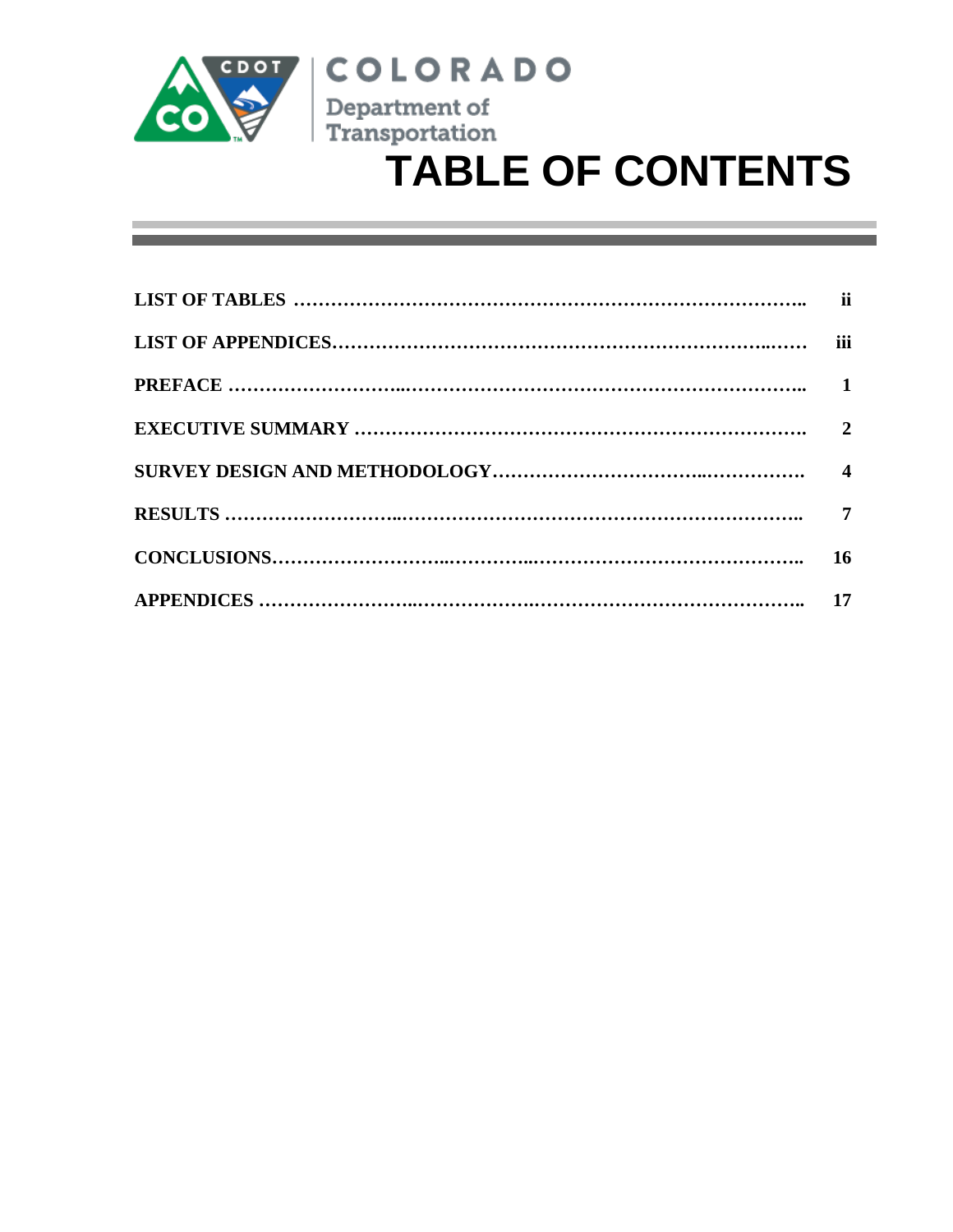COLORADO
Department of Transportation

# TABLE OF CONTENTS

| | |
|---|---|
| **LIST OF TABLES** | **ii** |
| **LIST OF APPENDICES** | **iii** |
| **PREFACE** | **1** |
| **EXECUTIVE SUMMARY** | **2** |
| **SURVEY DESIGN AND METHODOLOGY** | **4** |
| **RESULTS** | **7** |
| **CONCLUSIONS** | **16** |
| **APPENDICES** | **17** |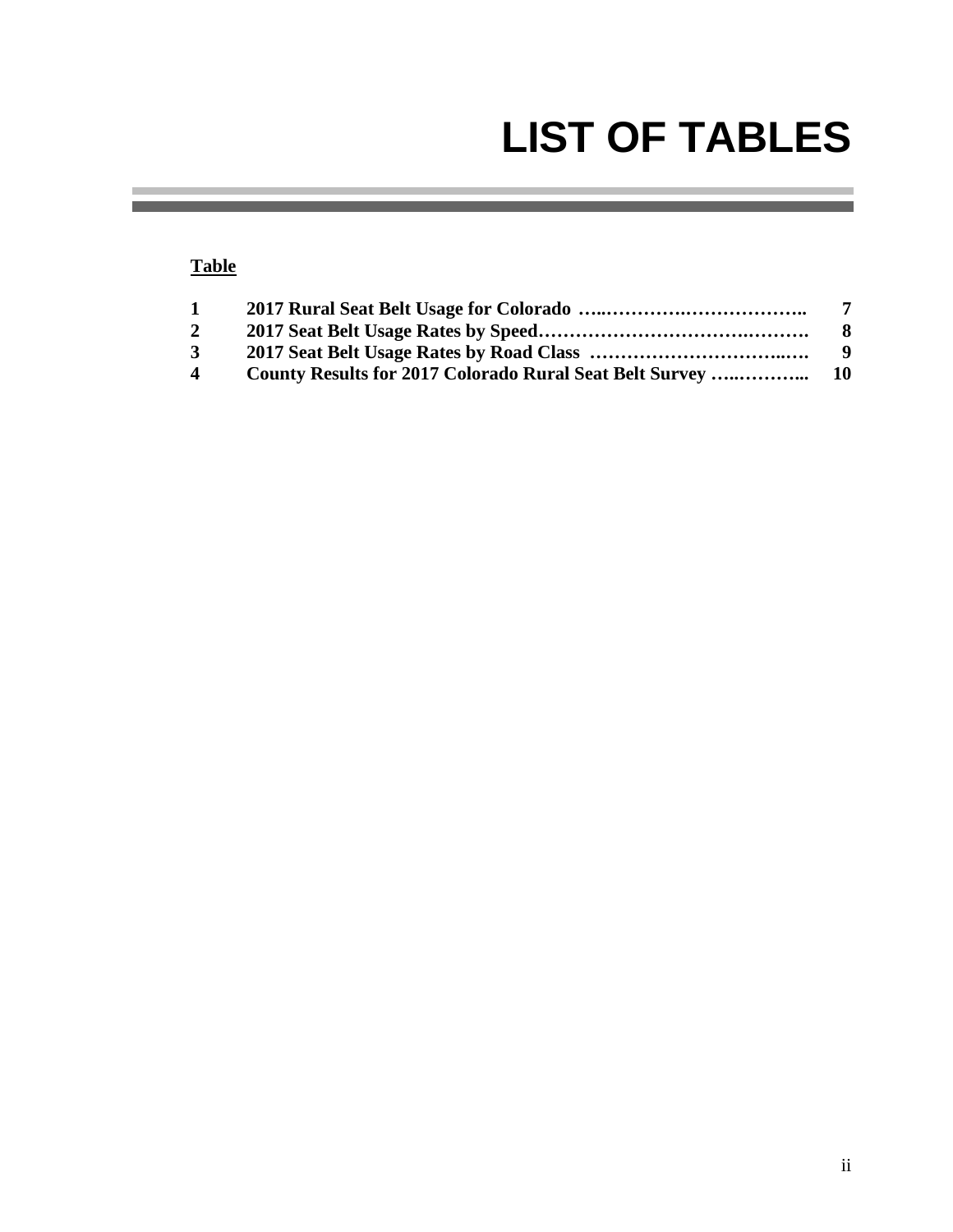# LIST OF TABLES

**Table**

| Table | Title | Page |
|---|---|---|
| **1** | **2017 Rural Seat Belt Usage for Colorado** | **7** |
| **2** | **2017 Seat Belt Usage Rates by Speed** | **8** |
| **3** | **2017 Seat Belt Usage Rates by Road Class** | **9** |
| **4** | **County Results for 2017 Colorado Rural Seat Belt Survey** | **10** |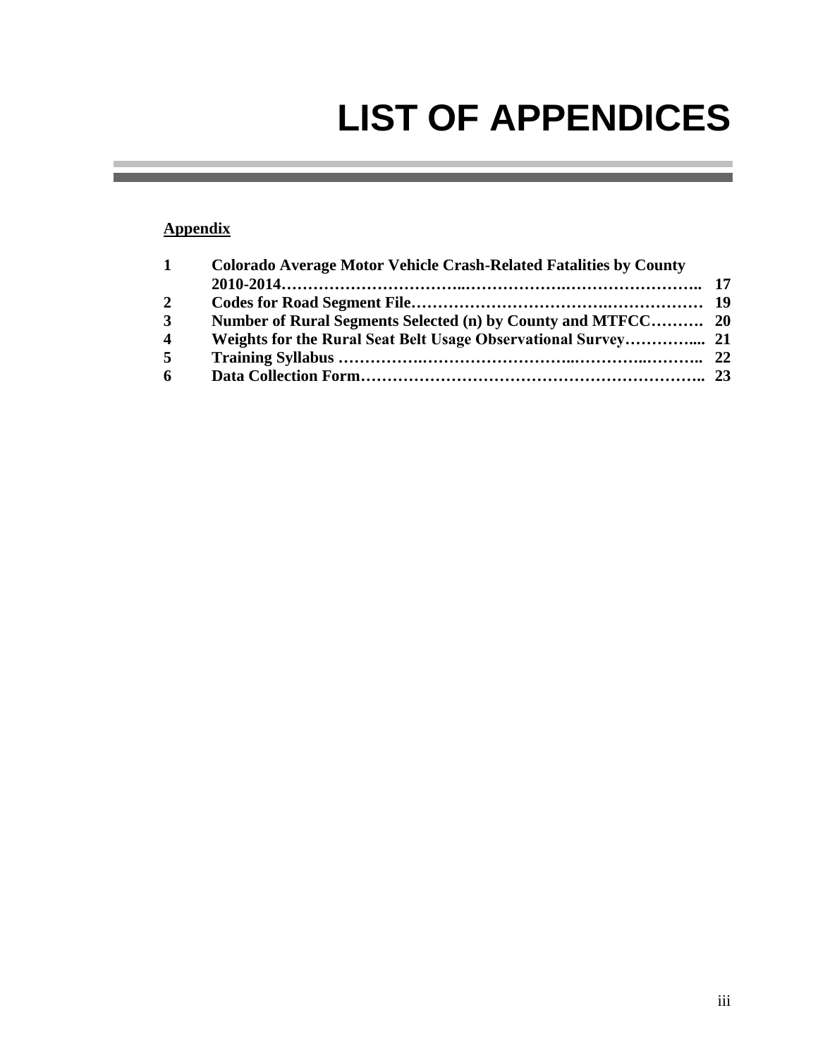# LIST OF APPENDICES

**Appendix**

| | | |
|---|---|---|
| **1** | **Colorado Average Motor Vehicle Crash-Related Fatalities by County 2010-2014** | **17** |
| **2** | **Codes for Road Segment File** | **19** |
| **3** | **Number of Rural Segments Selected (n) by County and MTFCC** | **20** |
| **4** | **Weights for the Rural Seat Belt Usage Observational Survey** | **21** |
| **5** | **Training Syllabus** | **22** |
| **6** | **Data Collection Form** | **23** |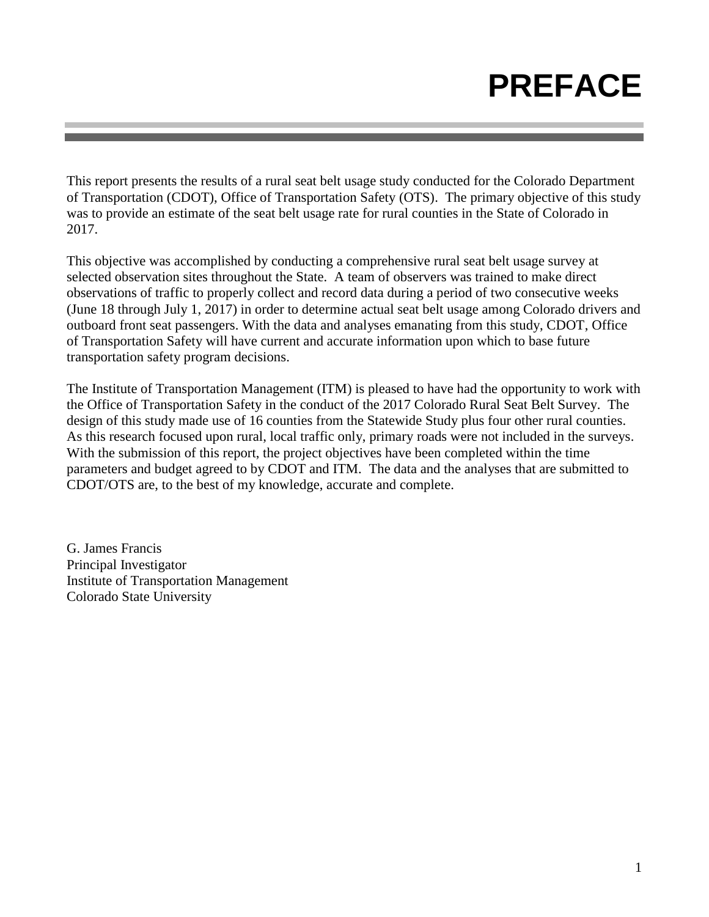# PREFACE

This report presents the results of a rural seat belt usage study conducted for the Colorado Department of Transportation (CDOT), Office of Transportation Safety (OTS). The primary objective of this study was to provide an estimate of the seat belt usage rate for rural counties in the State of Colorado in 2017.

This objective was accomplished by conducting a comprehensive rural seat belt usage survey at selected observation sites throughout the State. A team of observers was trained to make direct observations of traffic to properly collect and record data during a period of two consecutive weeks (June 18 through July 1, 2017) in order to determine actual seat belt usage among Colorado drivers and outboard front seat passengers. With the data and analyses emanating from this study, CDOT, Office of Transportation Safety will have current and accurate information upon which to base future transportation safety program decisions.

The Institute of Transportation Management (ITM) is pleased to have had the opportunity to work with the Office of Transportation Safety in the conduct of the 2017 Colorado Rural Seat Belt Survey. The design of this study made use of 16 counties from the Statewide Study plus four other rural counties. As this research focused upon rural, local traffic only, primary roads were not included in the surveys. With the submission of this report, the project objectives have been completed within the time parameters and budget agreed to by CDOT and ITM. The data and the analyses that are submitted to CDOT/OTS are, to the best of my knowledge, accurate and complete.

G. James Francis
Principal Investigator
Institute of Transportation Management
Colorado State University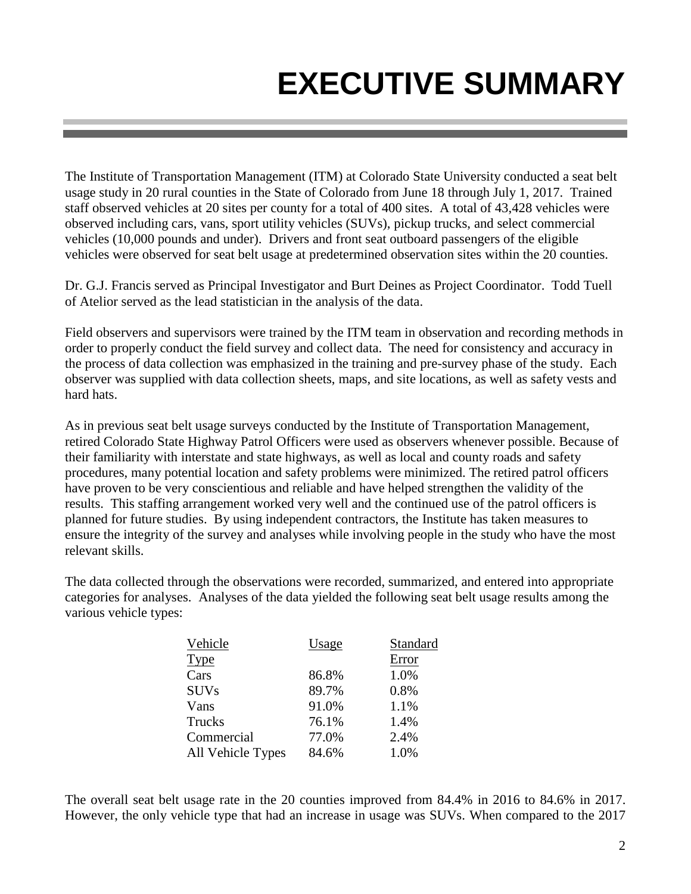# EXECUTIVE SUMMARY

The Institute of Transportation Management (ITM) at Colorado State University conducted a seat belt usage study in 20 rural counties in the State of Colorado from June 18 through July 1, 2017. Trained staff observed vehicles at 20 sites per county for a total of 400 sites. A total of 43,428 vehicles were observed including cars, vans, sport utility vehicles (SUVs), pickup trucks, and select commercial vehicles (10,000 pounds and under). Drivers and front seat outboard passengers of the eligible vehicles were observed for seat belt usage at predetermined observation sites within the 20 counties.

Dr. G.J. Francis served as Principal Investigator and Burt Deines as Project Coordinator. Todd Tuell of Atelior served as the lead statistician in the analysis of the data.

Field observers and supervisors were trained by the ITM team in observation and recording methods in order to properly conduct the field survey and collect data. The need for consistency and accuracy in the process of data collection was emphasized in the training and pre-survey phase of the study. Each observer was supplied with data collection sheets, maps, and site locations, as well as safety vests and hard hats.

As in previous seat belt usage surveys conducted by the Institute of Transportation Management, retired Colorado State Highway Patrol Officers were used as observers whenever possible. Because of their familiarity with interstate and state highways, as well as local and county roads and safety procedures, many potential location and safety problems were minimized. The retired patrol officers have proven to be very conscientious and reliable and have helped strengthen the validity of the results. This staffing arrangement worked very well and the continued use of the patrol officers is planned for future studies. By using independent contractors, the Institute has taken measures to ensure the integrity of the survey and analyses while involving people in the study who have the most relevant skills.

The data collected through the observations were recorded, summarized, and entered into appropriate categories for analyses. Analyses of the data yielded the following seat belt usage results among the various vehicle types:

| Vehicle Type | Usage | Standard Error |
|---|---|---|
| Cars | 86.8% | 1.0% |
| SUVs | 89.7% | 0.8% |
| Vans | 91.0% | 1.1% |
| Trucks | 76.1% | 1.4% |
| Commercial | 77.0% | 2.4% |
| All Vehicle Types | 84.6% | 1.0% |

The overall seat belt usage rate in the 20 counties improved from 84.4% in 2016 to 84.6% in 2017. However, the only vehicle type that had an increase in usage was SUVs. When compared to the 2017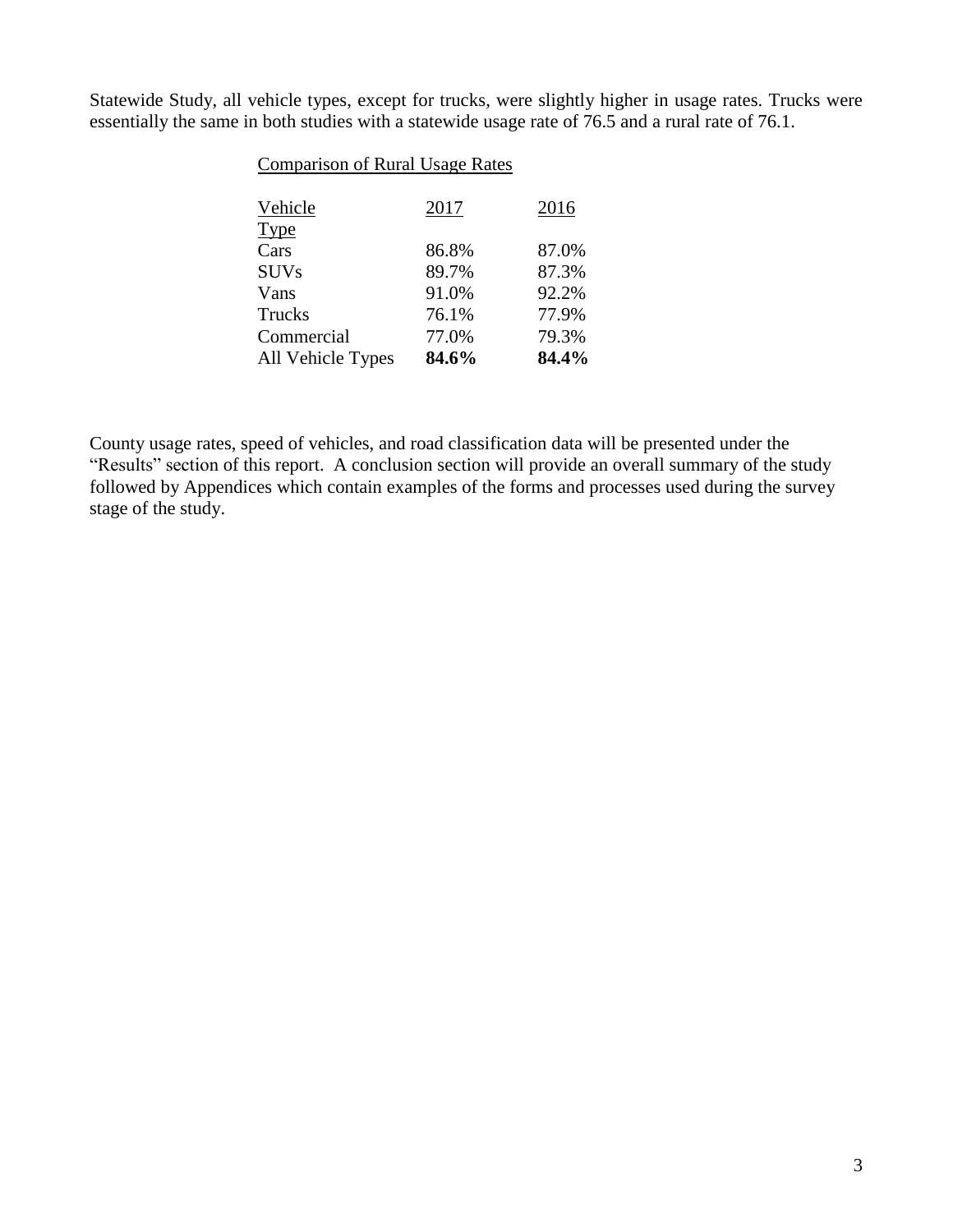Statewide Study, all vehicle types, except for trucks, were slightly higher in usage rates. Trucks were essentially the same in both studies with a statewide usage rate of 76.5 and a rural rate of 76.1.

Comparison of Rural Usage Rates

| Vehicle Type | 2017 | 2016 |
|---|---|---|
| Cars | 86.8% | 87.0% |
| SUVs | 89.7% | 87.3% |
| Vans | 91.0% | 92.2% |
| Trucks | 76.1% | 77.9% |
| Commercial | 77.0% | 79.3% |
| All Vehicle Types | **84.6%** | **84.4%** |

County usage rates, speed of vehicles, and road classification data will be presented under the "Results" section of this report. A conclusion section will provide an overall summary of the study followed by Appendices which contain examples of the forms and processes used during the survey stage of the study.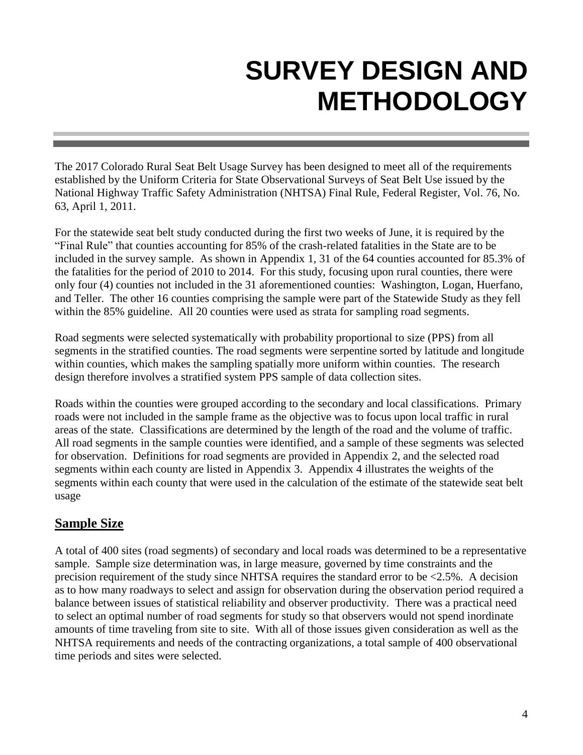# SURVEY DESIGN AND METHODOLOGY

The 2017 Colorado Rural Seat Belt Usage Survey has been designed to meet all of the requirements established by the Uniform Criteria for State Observational Surveys of Seat Belt Use issued by the National Highway Traffic Safety Administration (NHTSA) Final Rule, Federal Register, Vol. 76, No. 63, April 1, 2011.

For the statewide seat belt study conducted during the first two weeks of June, it is required by the "Final Rule" that counties accounting for 85% of the crash-related fatalities in the State are to be included in the survey sample. As shown in Appendix 1, 31 of the 64 counties accounted for 85.3% of the fatalities for the period of 2010 to 2014. For this study, focusing upon rural counties, there were only four (4) counties not included in the 31 aforementioned counties: Washington, Logan, Huerfano, and Teller. The other 16 counties comprising the sample were part of the Statewide Study as they fell within the 85% guideline. All 20 counties were used as strata for sampling road segments.

Road segments were selected systematically with probability proportional to size (PPS) from all segments in the stratified counties. The road segments were serpentine sorted by latitude and longitude within counties, which makes the sampling spatially more uniform within counties. The research design therefore involves a stratified system PPS sample of data collection sites.

Roads within the counties were grouped according to the secondary and local classifications. Primary roads were not included in the sample frame as the objective was to focus upon local traffic in rural areas of the state. Classifications are determined by the length of the road and the volume of traffic. All road segments in the sample counties were identified, and a sample of these segments was selected for observation. Definitions for road segments are provided in Appendix 2, and the selected road segments within each county are listed in Appendix 3. Appendix 4 illustrates the weights of the segments within each county that were used in the calculation of the estimate of the statewide seat belt usage

## Sample Size

A total of 400 sites (road segments) of secondary and local roads was determined to be a representative sample. Sample size determination was, in large measure, governed by time constraints and the precision requirement of the study since NHTSA requires the standard error to be <2.5%. A decision as to how many roadways to select and assign for observation during the observation period required a balance between issues of statistical reliability and observer productivity. There was a practical need to select an optimal number of road segments for study so that observers would not spend inordinate amounts of time traveling from site to site. With all of those issues given consideration as well as the NHTSA requirements and needs of the contracting organizations, a total sample of 400 observational time periods and sites were selected.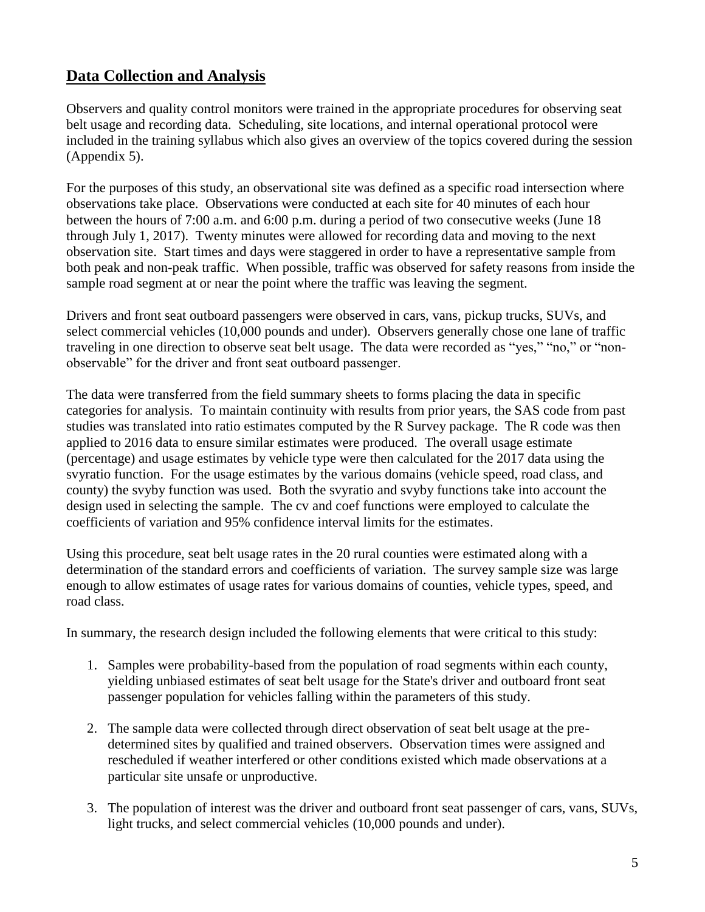## Data Collection and Analysis

Observers and quality control monitors were trained in the appropriate procedures for observing seat belt usage and recording data. Scheduling, site locations, and internal operational protocol were included in the training syllabus which also gives an overview of the topics covered during the session (Appendix 5).

For the purposes of this study, an observational site was defined as a specific road intersection where observations take place. Observations were conducted at each site for 40 minutes of each hour between the hours of 7:00 a.m. and 6:00 p.m. during a period of two consecutive weeks (June 18 through July 1, 2017). Twenty minutes were allowed for recording data and moving to the next observation site. Start times and days were staggered in order to have a representative sample from both peak and non-peak traffic. When possible, traffic was observed for safety reasons from inside the sample road segment at or near the point where the traffic was leaving the segment.

Drivers and front seat outboard passengers were observed in cars, vans, pickup trucks, SUVs, and select commercial vehicles (10,000 pounds and under). Observers generally chose one lane of traffic traveling in one direction to observe seat belt usage. The data were recorded as "yes," "no," or "non-observable" for the driver and front seat outboard passenger.

The data were transferred from the field summary sheets to forms placing the data in specific categories for analysis. To maintain continuity with results from prior years, the SAS code from past studies was translated into ratio estimates computed by the R Survey package. The R code was then applied to 2016 data to ensure similar estimates were produced. The overall usage estimate (percentage) and usage estimates by vehicle type were then calculated for the 2017 data using the svyratio function. For the usage estimates by the various domains (vehicle speed, road class, and county) the svyby function was used. Both the svyratio and svyby functions take into account the design used in selecting the sample. The cv and coef functions were employed to calculate the coefficients of variation and 95% confidence interval limits for the estimates.

Using this procedure, seat belt usage rates in the 20 rural counties were estimated along with a determination of the standard errors and coefficients of variation. The survey sample size was large enough to allow estimates of usage rates for various domains of counties, vehicle types, speed, and road class.

In summary, the research design included the following elements that were critical to this study:

1. Samples were probability-based from the population of road segments within each county, yielding unbiased estimates of seat belt usage for the State's driver and outboard front seat passenger population for vehicles falling within the parameters of this study.

2. The sample data were collected through direct observation of seat belt usage at the pre-determined sites by qualified and trained observers. Observation times were assigned and rescheduled if weather interfered or other conditions existed which made observations at a particular site unsafe or unproductive.

3. The population of interest was the driver and outboard front seat passenger of cars, vans, SUVs, light trucks, and select commercial vehicles (10,000 pounds and under).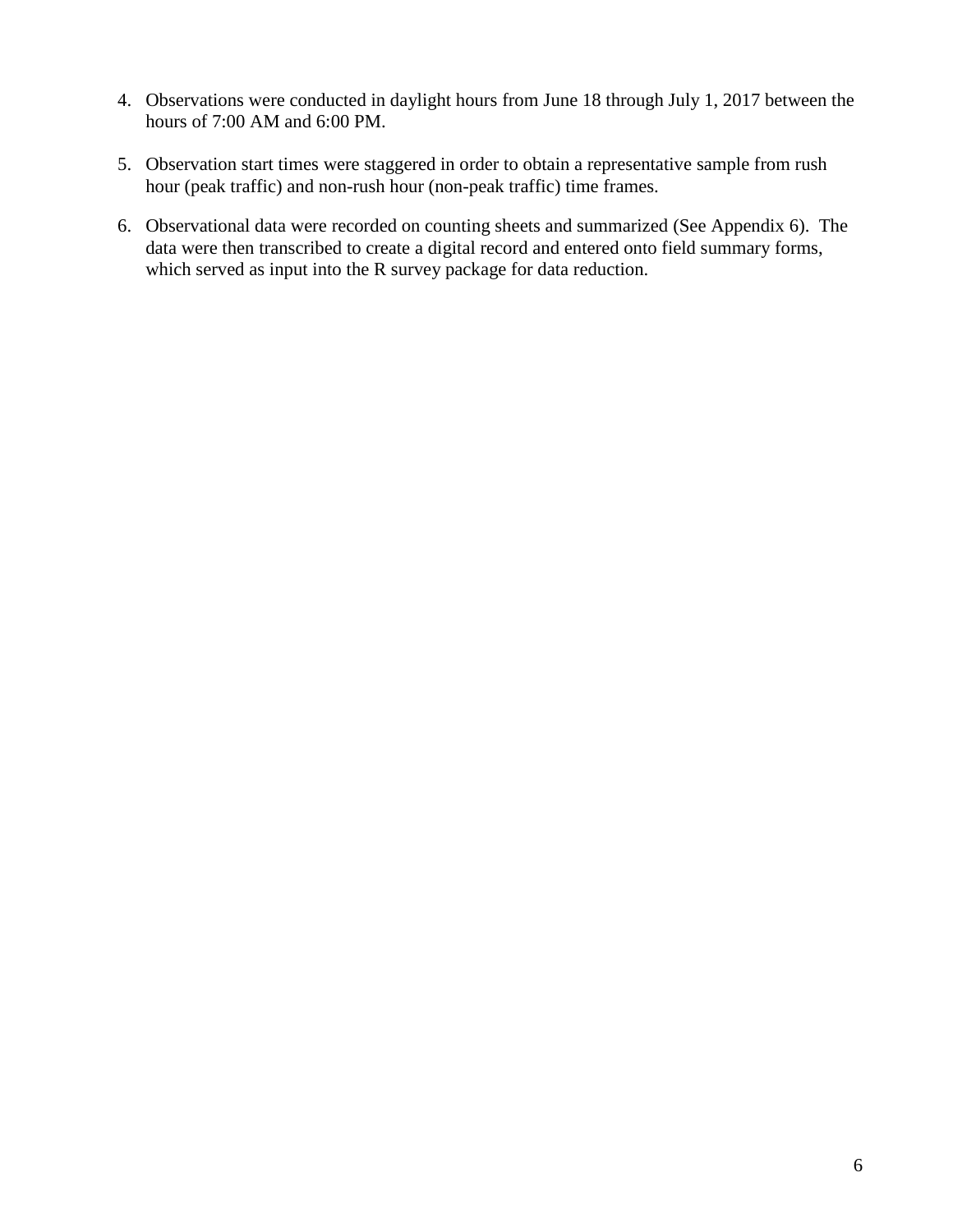4. Observations were conducted in daylight hours from June 18 through July 1, 2017 between the hours of 7:00 AM and 6:00 PM.

5. Observation start times were staggered in order to obtain a representative sample from rush hour (peak traffic) and non-rush hour (non-peak traffic) time frames.

6. Observational data were recorded on counting sheets and summarized (See Appendix 6). The data were then transcribed to create a digital record and entered onto field summary forms, which served as input into the R survey package for data reduction.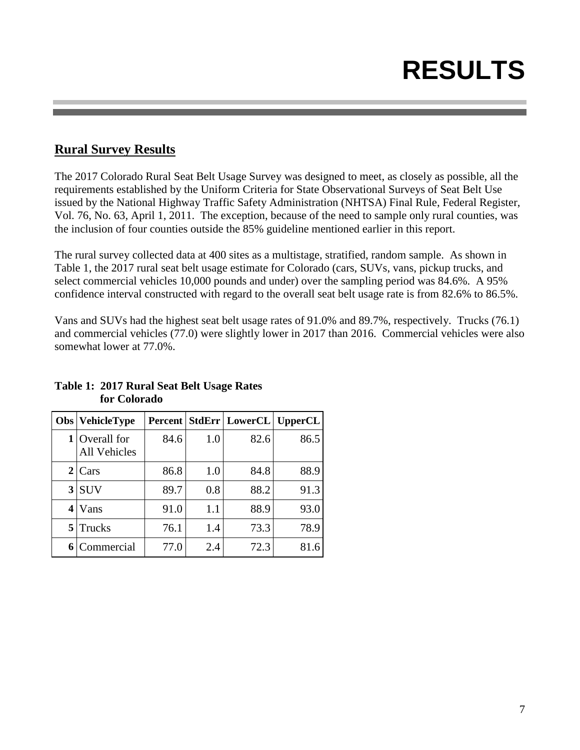# RESULTS

## Rural Survey Results

The 2017 Colorado Rural Seat Belt Usage Survey was designed to meet, as closely as possible, all the requirements established by the Uniform Criteria for State Observational Surveys of Seat Belt Use issued by the National Highway Traffic Safety Administration (NHTSA) Final Rule, Federal Register, Vol. 76, No. 63, April 1, 2011. The exception, because of the need to sample only rural counties, was the inclusion of four counties outside the 85% guideline mentioned earlier in this report.

The rural survey collected data at 400 sites as a multistage, stratified, random sample. As shown in Table 1, the 2017 rural seat belt usage estimate for Colorado (cars, SUVs, vans, pickup trucks, and select commercial vehicles 10,000 pounds and under) over the sampling period was 84.6%. A 95% confidence interval constructed with regard to the overall seat belt usage rate is from 82.6% to 86.5%.

Vans and SUVs had the highest seat belt usage rates of 91.0% and 89.7%, respectively. Trucks (76.1) and commercial vehicles (77.0) were slightly lower in 2017 than 2016. Commercial vehicles were also somewhat lower at 77.0%.

**Table 1: 2017 Rural Seat Belt Usage Rates for Colorado**

| Obs | VehicleType | Percent | StdErr | LowerCL | UpperCL |
|---|---|---|---|---|---|
| 1 | Overall for All Vehicles | 84.6 | 1.0 | 82.6 | 86.5 |
| 2 | Cars | 86.8 | 1.0 | 84.8 | 88.9 |
| 3 | SUV | 89.7 | 0.8 | 88.2 | 91.3 |
| 4 | Vans | 91.0 | 1.1 | 88.9 | 93.0 |
| 5 | Trucks | 76.1 | 1.4 | 73.3 | 78.9 |
| 6 | Commercial | 77.0 | 2.4 | 72.3 | 81.6 |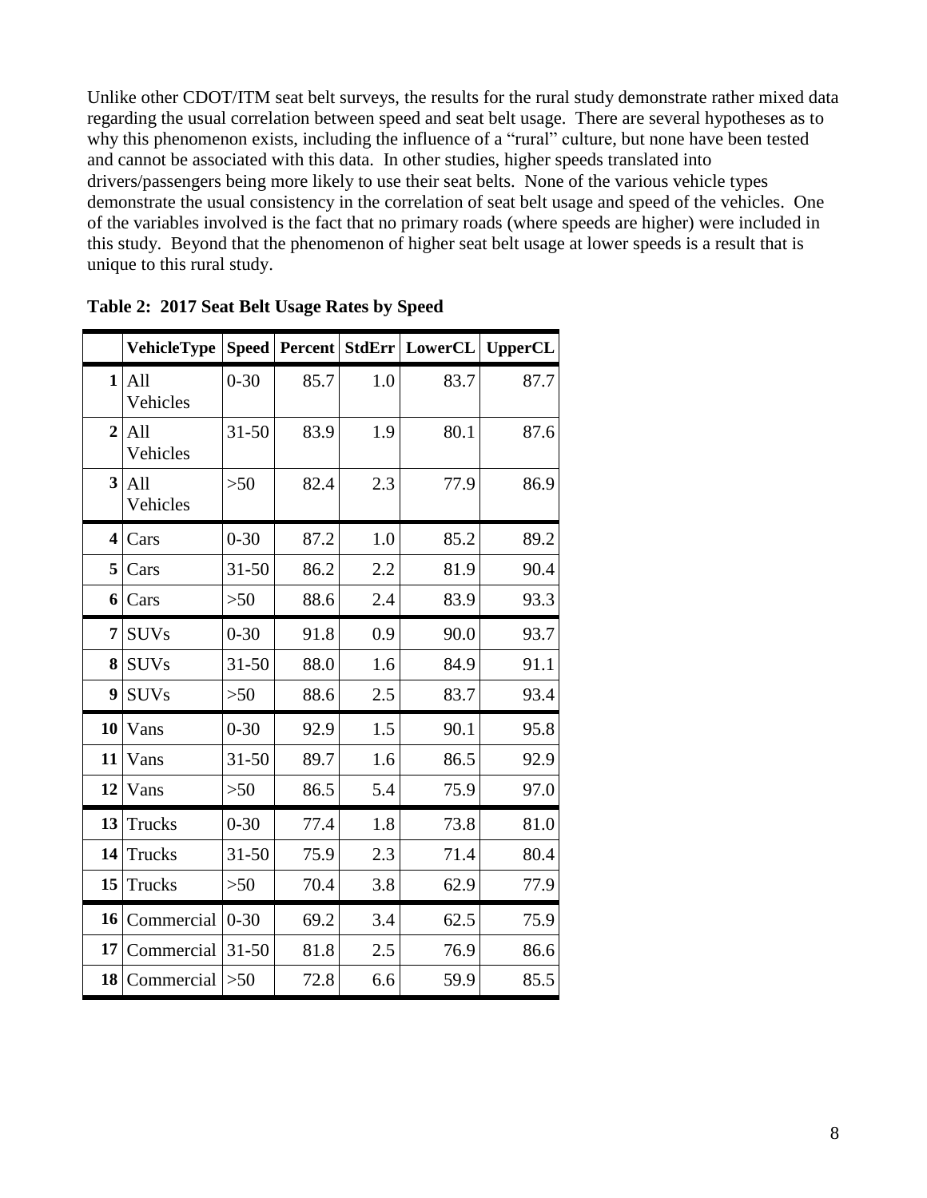Unlike other CDOT/ITM seat belt surveys, the results for the rural study demonstrate rather mixed data regarding the usual correlation between speed and seat belt usage. There are several hypotheses as to why this phenomenon exists, including the influence of a "rural" culture, but none have been tested and cannot be associated with this data. In other studies, higher speeds translated into drivers/passengers being more likely to use their seat belts. None of the various vehicle types demonstrate the usual consistency in the correlation of seat belt usage and speed of the vehicles. One of the variables involved is the fact that no primary roads (where speeds are higher) were included in this study. Beyond that the phenomenon of higher seat belt usage at lower speeds is a result that is unique to this rural study.

**Table 2: 2017 Seat Belt Usage Rates by Speed**

| | VehicleType | Speed | Percent | StdErr | LowerCL | UpperCL |
|---|---|---|---|---|---|---|
| 1 | All Vehicles | 0-30 | 85.7 | 1.0 | 83.7 | 87.7 |
| 2 | All Vehicles | 31-50 | 83.9 | 1.9 | 80.1 | 87.6 |
| 3 | All Vehicles | >50 | 82.4 | 2.3 | 77.9 | 86.9 |
| 4 | Cars | 0-30 | 87.2 | 1.0 | 85.2 | 89.2 |
| 5 | Cars | 31-50 | 86.2 | 2.2 | 81.9 | 90.4 |
| 6 | Cars | >50 | 88.6 | 2.4 | 83.9 | 93.3 |
| 7 | SUVs | 0-30 | 91.8 | 0.9 | 90.0 | 93.7 |
| 8 | SUVs | 31-50 | 88.0 | 1.6 | 84.9 | 91.1 |
| 9 | SUVs | >50 | 88.6 | 2.5 | 83.7 | 93.4 |
| 10 | Vans | 0-30 | 92.9 | 1.5 | 90.1 | 95.8 |
| 11 | Vans | 31-50 | 89.7 | 1.6 | 86.5 | 92.9 |
| 12 | Vans | >50 | 86.5 | 5.4 | 75.9 | 97.0 |
| 13 | Trucks | 0-30 | 77.4 | 1.8 | 73.8 | 81.0 |
| 14 | Trucks | 31-50 | 75.9 | 2.3 | 71.4 | 80.4 |
| 15 | Trucks | >50 | 70.4 | 3.8 | 62.9 | 77.9 |
| 16 | Commercial | 0-30 | 69.2 | 3.4 | 62.5 | 75.9 |
| 17 | Commercial | 31-50 | 81.8 | 2.5 | 76.9 | 86.6 |
| 18 | Commercial | >50 | 72.8 | 6.6 | 59.9 | 85.5 |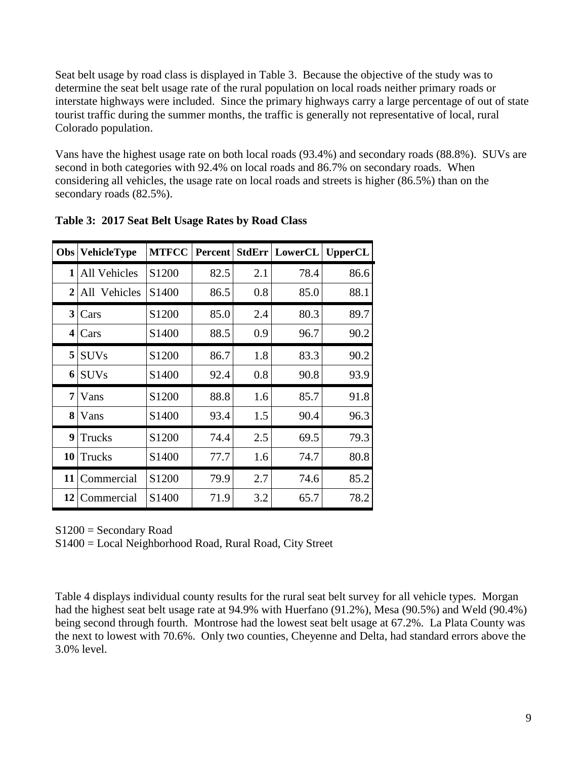Seat belt usage by road class is displayed in Table 3. Because the objective of the study was to determine the seat belt usage rate of the rural population on local roads neither primary roads or interstate highways were included. Since the primary highways carry a large percentage of out of state tourist traffic during the summer months, the traffic is generally not representative of local, rural Colorado population.

Vans have the highest usage rate on both local roads (93.4%) and secondary roads (88.8%). SUVs are second in both categories with 92.4% on local roads and 86.7% on secondary roads. When considering all vehicles, the usage rate on local roads and streets is higher (86.5%) than on the secondary roads (82.5%).

**Table 3: 2017 Seat Belt Usage Rates by Road Class**

| Obs | VehicleType | MTFCC | Percent | StdErr | LowerCL | UpperCL |
|---|---|---|---|---|---|---|
| 1 | All Vehicles | S1200 | 82.5 | 2.1 | 78.4 | 86.6 |
| 2 | All Vehicles | S1400 | 86.5 | 0.8 | 85.0 | 88.1 |
| 3 | Cars | S1200 | 85.0 | 2.4 | 80.3 | 89.7 |
| 4 | Cars | S1400 | 88.5 | 0.9 | 96.7 | 90.2 |
| 5 | SUVs | S1200 | 86.7 | 1.8 | 83.3 | 90.2 |
| 6 | SUVs | S1400 | 92.4 | 0.8 | 90.8 | 93.9 |
| 7 | Vans | S1200 | 88.8 | 1.6 | 85.7 | 91.8 |
| 8 | Vans | S1400 | 93.4 | 1.5 | 90.4 | 96.3 |
| 9 | Trucks | S1200 | 74.4 | 2.5 | 69.5 | 79.3 |
| 10 | Trucks | S1400 | 77.7 | 1.6 | 74.7 | 80.8 |
| 11 | Commercial | S1200 | 79.9 | 2.7 | 74.6 | 85.2 |
| 12 | Commercial | S1400 | 71.9 | 3.2 | 65.7 | 78.2 |

S1200 = Secondary Road

S1400 = Local Neighborhood Road, Rural Road, City Street

Table 4 displays individual county results for the rural seat belt survey for all vehicle types. Morgan had the highest seat belt usage rate at 94.9% with Huerfano (91.2%), Mesa (90.5%) and Weld (90.4%) being second through fourth. Montrose had the lowest seat belt usage at 67.2%. La Plata County was the next to lowest with 70.6%. Only two counties, Cheyenne and Delta, had standard errors above the 3.0% level.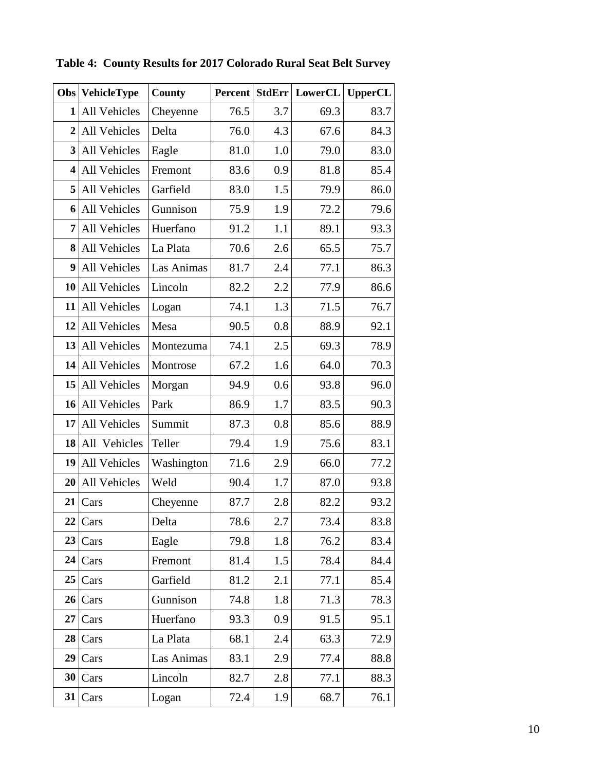**Table 4: County Results for 2017 Colorado Rural Seat Belt Survey**

| Obs | VehicleType | County | Percent | StdErr | LowerCL | UpperCL |
|---|---|---|---|---|---|---|
| 1 | All Vehicles | Cheyenne | 76.5 | 3.7 | 69.3 | 83.7 |
| 2 | All Vehicles | Delta | 76.0 | 4.3 | 67.6 | 84.3 |
| 3 | All Vehicles | Eagle | 81.0 | 1.0 | 79.0 | 83.0 |
| 4 | All Vehicles | Fremont | 83.6 | 0.9 | 81.8 | 85.4 |
| 5 | All Vehicles | Garfield | 83.0 | 1.5 | 79.9 | 86.0 |
| 6 | All Vehicles | Gunnison | 75.9 | 1.9 | 72.2 | 79.6 |
| 7 | All Vehicles | Huerfano | 91.2 | 1.1 | 89.1 | 93.3 |
| 8 | All Vehicles | La Plata | 70.6 | 2.6 | 65.5 | 75.7 |
| 9 | All Vehicles | Las Animas | 81.7 | 2.4 | 77.1 | 86.3 |
| 10 | All Vehicles | Lincoln | 82.2 | 2.2 | 77.9 | 86.6 |
| 11 | All Vehicles | Logan | 74.1 | 1.3 | 71.5 | 76.7 |
| 12 | All Vehicles | Mesa | 90.5 | 0.8 | 88.9 | 92.1 |
| 13 | All Vehicles | Montezuma | 74.1 | 2.5 | 69.3 | 78.9 |
| 14 | All Vehicles | Montrose | 67.2 | 1.6 | 64.0 | 70.3 |
| 15 | All Vehicles | Morgan | 94.9 | 0.6 | 93.8 | 96.0 |
| 16 | All Vehicles | Park | 86.9 | 1.7 | 83.5 | 90.3 |
| 17 | All Vehicles | Summit | 87.3 | 0.8 | 85.6 | 88.9 |
| 18 | All Vehicles | Teller | 79.4 | 1.9 | 75.6 | 83.1 |
| 19 | All Vehicles | Washington | 71.6 | 2.9 | 66.0 | 77.2 |
| 20 | All Vehicles | Weld | 90.4 | 1.7 | 87.0 | 93.8 |
| 21 | Cars | Cheyenne | 87.7 | 2.8 | 82.2 | 93.2 |
| 22 | Cars | Delta | 78.6 | 2.7 | 73.4 | 83.8 |
| 23 | Cars | Eagle | 79.8 | 1.8 | 76.2 | 83.4 |
| 24 | Cars | Fremont | 81.4 | 1.5 | 78.4 | 84.4 |
| 25 | Cars | Garfield | 81.2 | 2.1 | 77.1 | 85.4 |
| 26 | Cars | Gunnison | 74.8 | 1.8 | 71.3 | 78.3 |
| 27 | Cars | Huerfano | 93.3 | 0.9 | 91.5 | 95.1 |
| 28 | Cars | La Plata | 68.1 | 2.4 | 63.3 | 72.9 |
| 29 | Cars | Las Animas | 83.1 | 2.9 | 77.4 | 88.8 |
| 30 | Cars | Lincoln | 82.7 | 2.8 | 77.1 | 88.3 |
| 31 | Cars | Logan | 72.4 | 1.9 | 68.7 | 76.1 |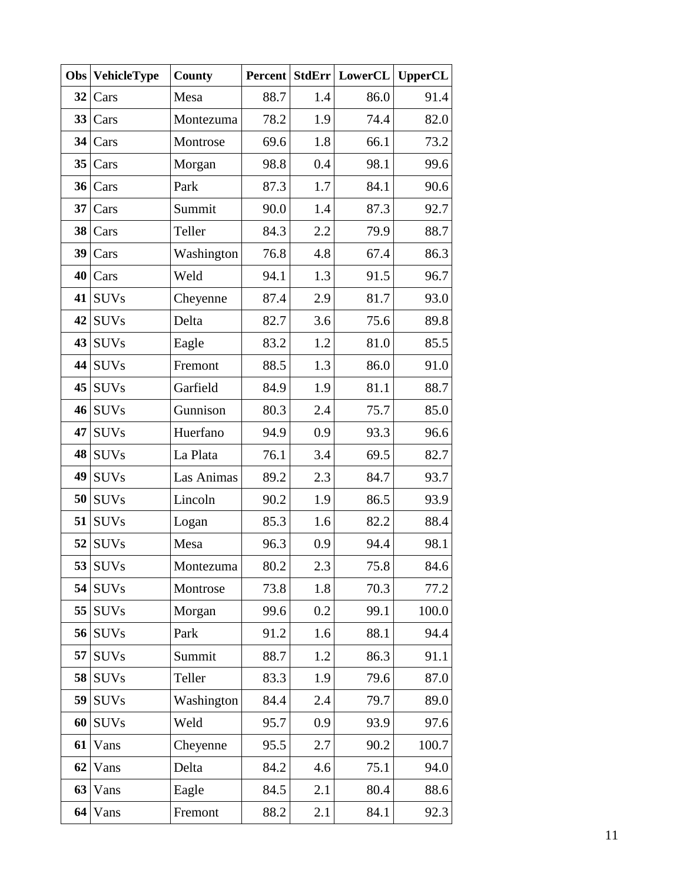| Obs | VehicleType | County | Percent | StdErr | LowerCL | UpperCL |
|---|---|---|---|---|---|---|
| 32 | Cars | Mesa | 88.7 | 1.4 | 86.0 | 91.4 |
| 33 | Cars | Montezuma | 78.2 | 1.9 | 74.4 | 82.0 |
| 34 | Cars | Montrose | 69.6 | 1.8 | 66.1 | 73.2 |
| 35 | Cars | Morgan | 98.8 | 0.4 | 98.1 | 99.6 |
| 36 | Cars | Park | 87.3 | 1.7 | 84.1 | 90.6 |
| 37 | Cars | Summit | 90.0 | 1.4 | 87.3 | 92.7 |
| 38 | Cars | Teller | 84.3 | 2.2 | 79.9 | 88.7 |
| 39 | Cars | Washington | 76.8 | 4.8 | 67.4 | 86.3 |
| 40 | Cars | Weld | 94.1 | 1.3 | 91.5 | 96.7 |
| 41 | SUVs | Cheyenne | 87.4 | 2.9 | 81.7 | 93.0 |
| 42 | SUVs | Delta | 82.7 | 3.6 | 75.6 | 89.8 |
| 43 | SUVs | Eagle | 83.2 | 1.2 | 81.0 | 85.5 |
| 44 | SUVs | Fremont | 88.5 | 1.3 | 86.0 | 91.0 |
| 45 | SUVs | Garfield | 84.9 | 1.9 | 81.1 | 88.7 |
| 46 | SUVs | Gunnison | 80.3 | 2.4 | 75.7 | 85.0 |
| 47 | SUVs | Huerfano | 94.9 | 0.9 | 93.3 | 96.6 |
| 48 | SUVs | La Plata | 76.1 | 3.4 | 69.5 | 82.7 |
| 49 | SUVs | Las Animas | 89.2 | 2.3 | 84.7 | 93.7 |
| 50 | SUVs | Lincoln | 90.2 | 1.9 | 86.5 | 93.9 |
| 51 | SUVs | Logan | 85.3 | 1.6 | 82.2 | 88.4 |
| 52 | SUVs | Mesa | 96.3 | 0.9 | 94.4 | 98.1 |
| 53 | SUVs | Montezuma | 80.2 | 2.3 | 75.8 | 84.6 |
| 54 | SUVs | Montrose | 73.8 | 1.8 | 70.3 | 77.2 |
| 55 | SUVs | Morgan | 99.6 | 0.2 | 99.1 | 100.0 |
| 56 | SUVs | Park | 91.2 | 1.6 | 88.1 | 94.4 |
| 57 | SUVs | Summit | 88.7 | 1.2 | 86.3 | 91.1 |
| 58 | SUVs | Teller | 83.3 | 1.9 | 79.6 | 87.0 |
| 59 | SUVs | Washington | 84.4 | 2.4 | 79.7 | 89.0 |
| 60 | SUVs | Weld | 95.7 | 0.9 | 93.9 | 97.6 |
| 61 | Vans | Cheyenne | 95.5 | 2.7 | 90.2 | 100.7 |
| 62 | Vans | Delta | 84.2 | 4.6 | 75.1 | 94.0 |
| 63 | Vans | Eagle | 84.5 | 2.1 | 80.4 | 88.6 |
| 64 | Vans | Fremont | 88.2 | 2.1 | 84.1 | 92.3 |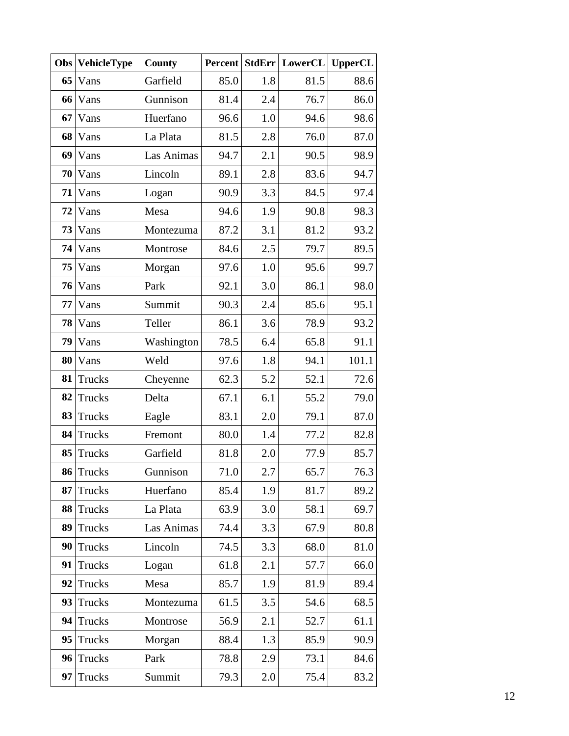| Obs | VehicleType | County | Percent | StdErr | LowerCL | UpperCL |
|---|---|---|---|---|---|---|
| 65 | Vans | Garfield | 85.0 | 1.8 | 81.5 | 88.6 |
| 66 | Vans | Gunnison | 81.4 | 2.4 | 76.7 | 86.0 |
| 67 | Vans | Huerfano | 96.6 | 1.0 | 94.6 | 98.6 |
| 68 | Vans | La Plata | 81.5 | 2.8 | 76.0 | 87.0 |
| 69 | Vans | Las Animas | 94.7 | 2.1 | 90.5 | 98.9 |
| 70 | Vans | Lincoln | 89.1 | 2.8 | 83.6 | 94.7 |
| 71 | Vans | Logan | 90.9 | 3.3 | 84.5 | 97.4 |
| 72 | Vans | Mesa | 94.6 | 1.9 | 90.8 | 98.3 |
| 73 | Vans | Montezuma | 87.2 | 3.1 | 81.2 | 93.2 |
| 74 | Vans | Montrose | 84.6 | 2.5 | 79.7 | 89.5 |
| 75 | Vans | Morgan | 97.6 | 1.0 | 95.6 | 99.7 |
| 76 | Vans | Park | 92.1 | 3.0 | 86.1 | 98.0 |
| 77 | Vans | Summit | 90.3 | 2.4 | 85.6 | 95.1 |
| 78 | Vans | Teller | 86.1 | 3.6 | 78.9 | 93.2 |
| 79 | Vans | Washington | 78.5 | 6.4 | 65.8 | 91.1 |
| 80 | Vans | Weld | 97.6 | 1.8 | 94.1 | 101.1 |
| 81 | Trucks | Cheyenne | 62.3 | 5.2 | 52.1 | 72.6 |
| 82 | Trucks | Delta | 67.1 | 6.1 | 55.2 | 79.0 |
| 83 | Trucks | Eagle | 83.1 | 2.0 | 79.1 | 87.0 |
| 84 | Trucks | Fremont | 80.0 | 1.4 | 77.2 | 82.8 |
| 85 | Trucks | Garfield | 81.8 | 2.0 | 77.9 | 85.7 |
| 86 | Trucks | Gunnison | 71.0 | 2.7 | 65.7 | 76.3 |
| 87 | Trucks | Huerfano | 85.4 | 1.9 | 81.7 | 89.2 |
| 88 | Trucks | La Plata | 63.9 | 3.0 | 58.1 | 69.7 |
| 89 | Trucks | Las Animas | 74.4 | 3.3 | 67.9 | 80.8 |
| 90 | Trucks | Lincoln | 74.5 | 3.3 | 68.0 | 81.0 |
| 91 | Trucks | Logan | 61.8 | 2.1 | 57.7 | 66.0 |
| 92 | Trucks | Mesa | 85.7 | 1.9 | 81.9 | 89.4 |
| 93 | Trucks | Montezuma | 61.5 | 3.5 | 54.6 | 68.5 |
| 94 | Trucks | Montrose | 56.9 | 2.1 | 52.7 | 61.1 |
| 95 | Trucks | Morgan | 88.4 | 1.3 | 85.9 | 90.9 |
| 96 | Trucks | Park | 78.8 | 2.9 | 73.1 | 84.6 |
| 97 | Trucks | Summit | 79.3 | 2.0 | 75.4 | 83.2 |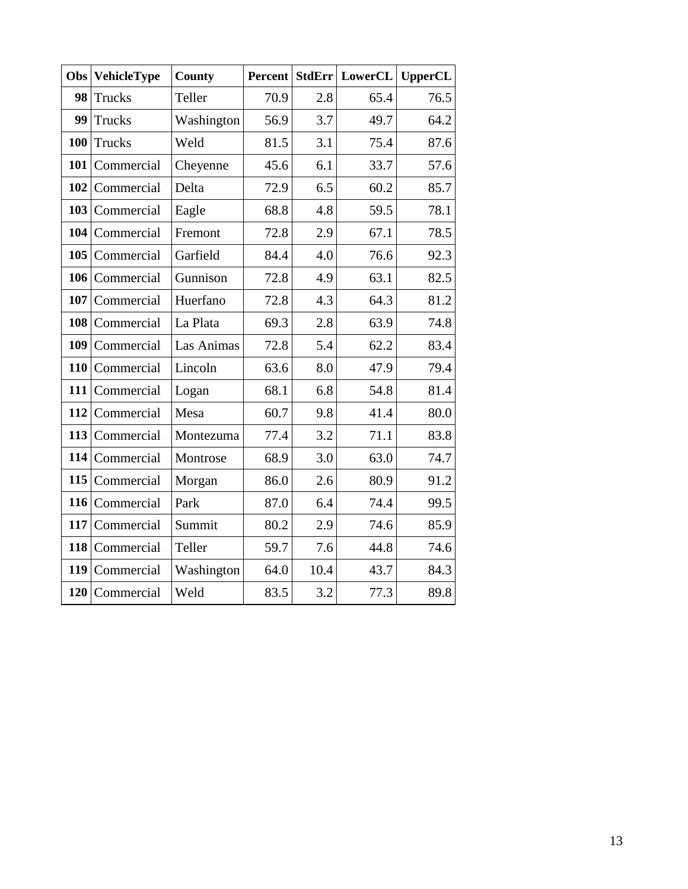| Obs | VehicleType | County | Percent | StdErr | LowerCL | UpperCL |
|---|---|---|---|---|---|---|
| 98 | Trucks | Teller | 70.9 | 2.8 | 65.4 | 76.5 |
| 99 | Trucks | Washington | 56.9 | 3.7 | 49.7 | 64.2 |
| 100 | Trucks | Weld | 81.5 | 3.1 | 75.4 | 87.6 |
| 101 | Commercial | Cheyenne | 45.6 | 6.1 | 33.7 | 57.6 |
| 102 | Commercial | Delta | 72.9 | 6.5 | 60.2 | 85.7 |
| 103 | Commercial | Eagle | 68.8 | 4.8 | 59.5 | 78.1 |
| 104 | Commercial | Fremont | 72.8 | 2.9 | 67.1 | 78.5 |
| 105 | Commercial | Garfield | 84.4 | 4.0 | 76.6 | 92.3 |
| 106 | Commercial | Gunnison | 72.8 | 4.9 | 63.1 | 82.5 |
| 107 | Commercial | Huerfano | 72.8 | 4.3 | 64.3 | 81.2 |
| 108 | Commercial | La Plata | 69.3 | 2.8 | 63.9 | 74.8 |
| 109 | Commercial | Las Animas | 72.8 | 5.4 | 62.2 | 83.4 |
| 110 | Commercial | Lincoln | 63.6 | 8.0 | 47.9 | 79.4 |
| 111 | Commercial | Logan | 68.1 | 6.8 | 54.8 | 81.4 |
| 112 | Commercial | Mesa | 60.7 | 9.8 | 41.4 | 80.0 |
| 113 | Commercial | Montezuma | 77.4 | 3.2 | 71.1 | 83.8 |
| 114 | Commercial | Montrose | 68.9 | 3.0 | 63.0 | 74.7 |
| 115 | Commercial | Morgan | 86.0 | 2.6 | 80.9 | 91.2 |
| 116 | Commercial | Park | 87.0 | 6.4 | 74.4 | 99.5 |
| 117 | Commercial | Summit | 80.2 | 2.9 | 74.6 | 85.9 |
| 118 | Commercial | Teller | 59.7 | 7.6 | 44.8 | 74.6 |
| 119 | Commercial | Washington | 64.0 | 10.4 | 43.7 | 84.3 |
| 120 | Commercial | Weld | 83.5 | 3.2 | 77.3 | 89.8 |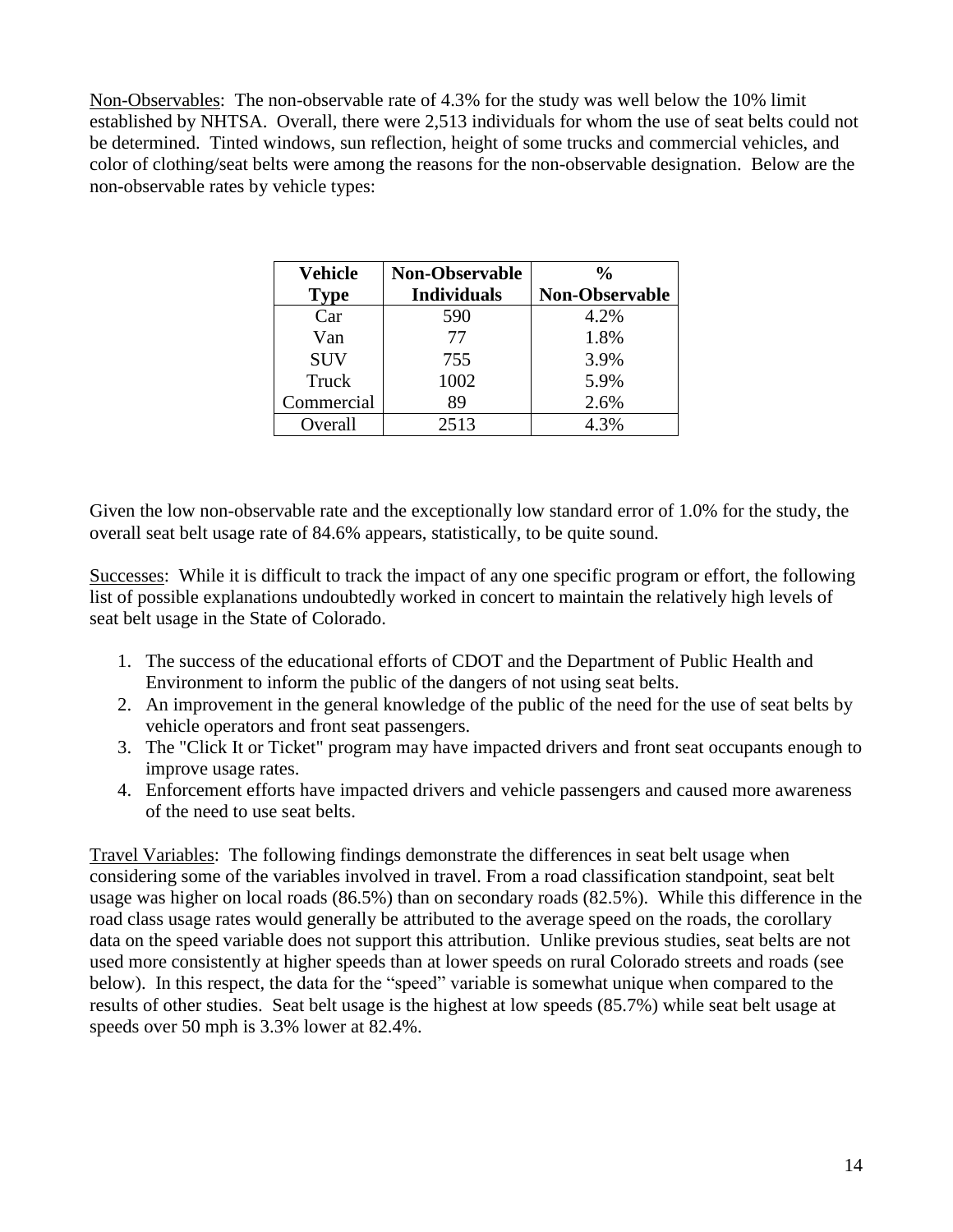Non-Observables: The non-observable rate of 4.3% for the study was well below the 10% limit established by NHTSA. Overall, there were 2,513 individuals for whom the use of seat belts could not be determined. Tinted windows, sun reflection, height of some trucks and commercial vehicles, and color of clothing/seat belts were among the reasons for the non-observable designation. Below are the non-observable rates by vehicle types:

| Vehicle Type | Non-Observable Individuals | % Non-Observable |
|---|---|---|
| Car | 590 | 4.2% |
| Van | 77 | 1.8% |
| SUV | 755 | 3.9% |
| Truck | 1002 | 5.9% |
| Commercial | 89 | 2.6% |
| Overall | 2513 | 4.3% |

Given the low non-observable rate and the exceptionally low standard error of 1.0% for the study, the overall seat belt usage rate of 84.6% appears, statistically, to be quite sound.

Successes: While it is difficult to track the impact of any one specific program or effort, the following list of possible explanations undoubtedly worked in concert to maintain the relatively high levels of seat belt usage in the State of Colorado.

1. The success of the educational efforts of CDOT and the Department of Public Health and Environment to inform the public of the dangers of not using seat belts.
2. An improvement in the general knowledge of the public of the need for the use of seat belts by vehicle operators and front seat passengers.
3. The "Click It or Ticket" program may have impacted drivers and front seat occupants enough to improve usage rates.
4. Enforcement efforts have impacted drivers and vehicle passengers and caused more awareness of the need to use seat belts.

Travel Variables: The following findings demonstrate the differences in seat belt usage when considering some of the variables involved in travel. From a road classification standpoint, seat belt usage was higher on local roads (86.5%) than on secondary roads (82.5%). While this difference in the road class usage rates would generally be attributed to the average speed on the roads, the corollary data on the speed variable does not support this attribution. Unlike previous studies, seat belts are not used more consistently at higher speeds than at lower speeds on rural Colorado streets and roads (see below). In this respect, the data for the "speed" variable is somewhat unique when compared to the results of other studies. Seat belt usage is the highest at low speeds (85.7%) while seat belt usage at speeds over 50 mph is 3.3% lower at 82.4%.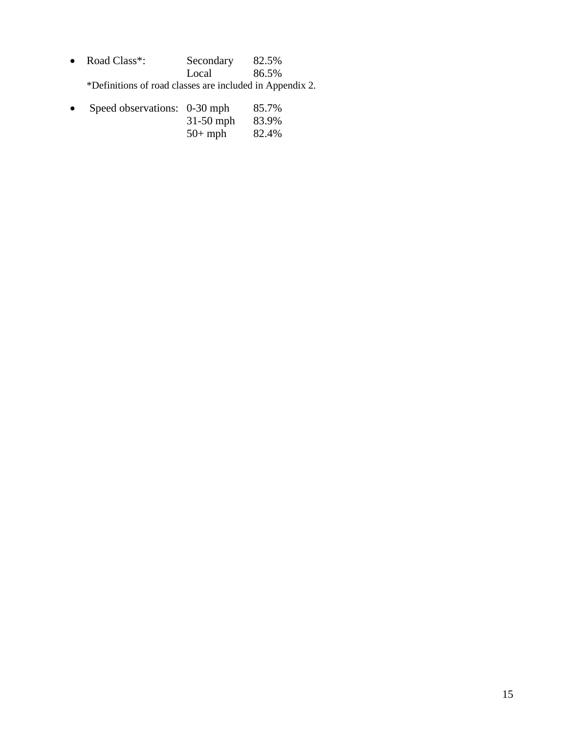- Road Class*: Secondary 82.5%
  Local 86.5%

  *Definitions of road classes are included in Appendix 2.

- Speed observations: 0-30 mph 85.7%
  31-50 mph 83.9%
  50+ mph 82.4%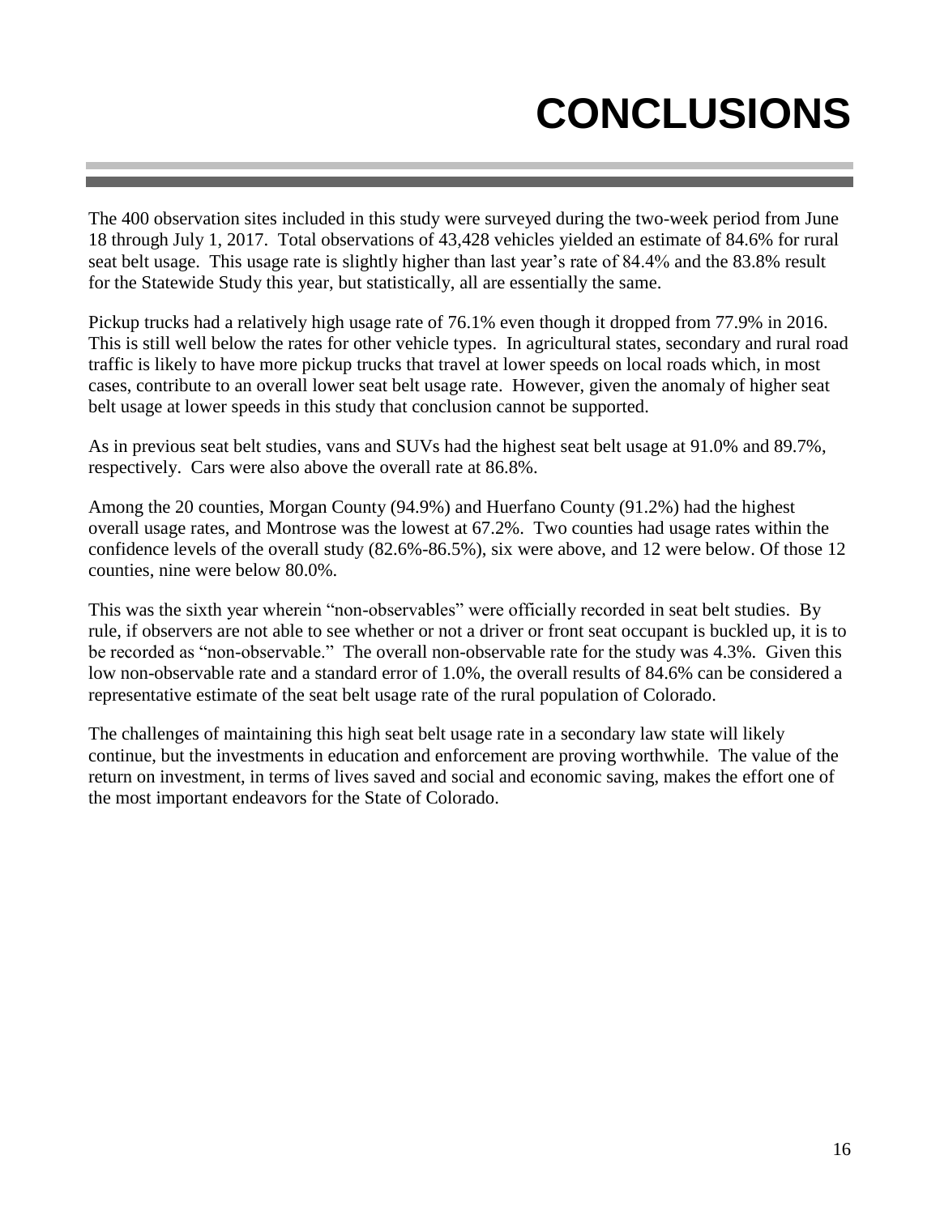# CONCLUSIONS

The 400 observation sites included in this study were surveyed during the two-week period from June 18 through July 1, 2017. Total observations of 43,428 vehicles yielded an estimate of 84.6% for rural seat belt usage. This usage rate is slightly higher than last year's rate of 84.4% and the 83.8% result for the Statewide Study this year, but statistically, all are essentially the same.

Pickup trucks had a relatively high usage rate of 76.1% even though it dropped from 77.9% in 2016. This is still well below the rates for other vehicle types. In agricultural states, secondary and rural road traffic is likely to have more pickup trucks that travel at lower speeds on local roads which, in most cases, contribute to an overall lower seat belt usage rate. However, given the anomaly of higher seat belt usage at lower speeds in this study that conclusion cannot be supported.

As in previous seat belt studies, vans and SUVs had the highest seat belt usage at 91.0% and 89.7%, respectively. Cars were also above the overall rate at 86.8%.

Among the 20 counties, Morgan County (94.9%) and Huerfano County (91.2%) had the highest overall usage rates, and Montrose was the lowest at 67.2%. Two counties had usage rates within the confidence levels of the overall study (82.6%-86.5%), six were above, and 12 were below. Of those 12 counties, nine were below 80.0%.

This was the sixth year wherein "non-observables" were officially recorded in seat belt studies. By rule, if observers are not able to see whether or not a driver or front seat occupant is buckled up, it is to be recorded as "non-observable." The overall non-observable rate for the study was 4.3%. Given this low non-observable rate and a standard error of 1.0%, the overall results of 84.6% can be considered a representative estimate of the seat belt usage rate of the rural population of Colorado.

The challenges of maintaining this high seat belt usage rate in a secondary law state will likely continue, but the investments in education and enforcement are proving worthwhile. The value of the return on investment, in terms of lives saved and social and economic saving, makes the effort one of the most important endeavors for the State of Colorado.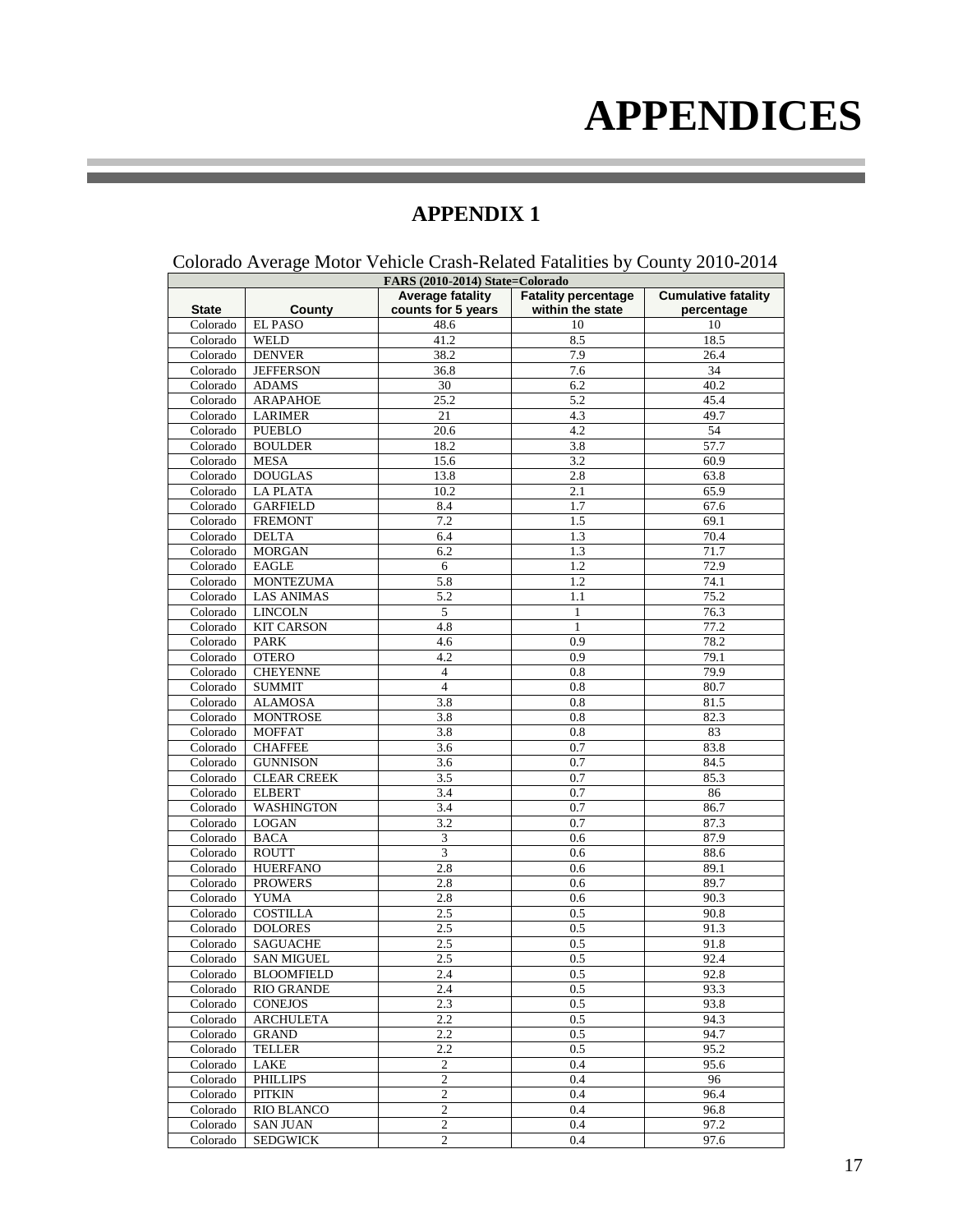# APPENDICES

## APPENDIX 1

Colorado Average Motor Vehicle Crash-Related Fatalities by County 2010-2014

| FARS (2010-2014) State=Colorado | | | | |
|---|---|---|---|---|
| **State** | **County** | **Average fatality counts for 5 years** | **Fatality percentage within the state** | **Cumulative fatality percentage** |
| Colorado | EL PASO | 48.6 | 10 | 10 |
| Colorado | WELD | 41.2 | 8.5 | 18.5 |
| Colorado | DENVER | 38.2 | 7.9 | 26.4 |
| Colorado | JEFFERSON | 36.8 | 7.6 | 34 |
| Colorado | ADAMS | 30 | 6.2 | 40.2 |
| Colorado | ARAPAHOE | 25.2 | 5.2 | 45.4 |
| Colorado | LARIMER | 21 | 4.3 | 49.7 |
| Colorado | PUEBLO | 20.6 | 4.2 | 54 |
| Colorado | BOULDER | 18.2 | 3.8 | 57.7 |
| Colorado | MESA | 15.6 | 3.2 | 60.9 |
| Colorado | DOUGLAS | 13.8 | 2.8 | 63.8 |
| Colorado | LA PLATA | 10.2 | 2.1 | 65.9 |
| Colorado | GARFIELD | 8.4 | 1.7 | 67.6 |
| Colorado | FREMONT | 7.2 | 1.5 | 69.1 |
| Colorado | DELTA | 6.4 | 1.3 | 70.4 |
| Colorado | MORGAN | 6.2 | 1.3 | 71.7 |
| Colorado | EAGLE | 6 | 1.2 | 72.9 |
| Colorado | MONTEZUMA | 5.8 | 1.2 | 74.1 |
| Colorado | LAS ANIMAS | 5.2 | 1.1 | 75.2 |
| Colorado | LINCOLN | 5 | 1 | 76.3 |
| Colorado | KIT CARSON | 4.8 | 1 | 77.2 |
| Colorado | PARK | 4.6 | 0.9 | 78.2 |
| Colorado | OTERO | 4.2 | 0.9 | 79.1 |
| Colorado | CHEYENNE | 4 | 0.8 | 79.9 |
| Colorado | SUMMIT | 4 | 0.8 | 80.7 |
| Colorado | ALAMOSA | 3.8 | 0.8 | 81.5 |
| Colorado | MONTROSE | 3.8 | 0.8 | 82.3 |
| Colorado | MOFFAT | 3.8 | 0.8 | 83 |
| Colorado | CHAFFEE | 3.6 | 0.7 | 83.8 |
| Colorado | GUNNISON | 3.6 | 0.7 | 84.5 |
| Colorado | CLEAR CREEK | 3.5 | 0.7 | 85.3 |
| Colorado | ELBERT | 3.4 | 0.7 | 86 |
| Colorado | WASHINGTON | 3.4 | 0.7 | 86.7 |
| Colorado | LOGAN | 3.2 | 0.7 | 87.3 |
| Colorado | BACA | 3 | 0.6 | 87.9 |
| Colorado | ROUTT | 3 | 0.6 | 88.6 |
| Colorado | HUERFANO | 2.8 | 0.6 | 89.1 |
| Colorado | PROWERS | 2.8 | 0.6 | 89.7 |
| Colorado | YUMA | 2.8 | 0.6 | 90.3 |
| Colorado | COSTILLA | 2.5 | 0.5 | 90.8 |
| Colorado | DOLORES | 2.5 | 0.5 | 91.3 |
| Colorado | SAGUACHE | 2.5 | 0.5 | 91.8 |
| Colorado | SAN MIGUEL | 2.5 | 0.5 | 92.4 |
| Colorado | BLOOMFIELD | 2.4 | 0.5 | 92.8 |
| Colorado | RIO GRANDE | 2.4 | 0.5 | 93.3 |
| Colorado | CONEJOS | 2.3 | 0.5 | 93.8 |
| Colorado | ARCHULETA | 2.2 | 0.5 | 94.3 |
| Colorado | GRAND | 2.2 | 0.5 | 94.7 |
| Colorado | TELLER | 2.2 | 0.5 | 95.2 |
| Colorado | LAKE | 2 | 0.4 | 95.6 |
| Colorado | PHILLIPS | 2 | 0.4 | 96 |
| Colorado | PITKIN | 2 | 0.4 | 96.4 |
| Colorado | RIO BLANCO | 2 | 0.4 | 96.8 |
| Colorado | SAN JUAN | 2 | 0.4 | 97.2 |
| Colorado | SEDGWICK | 2 | 0.4 | 97.6 |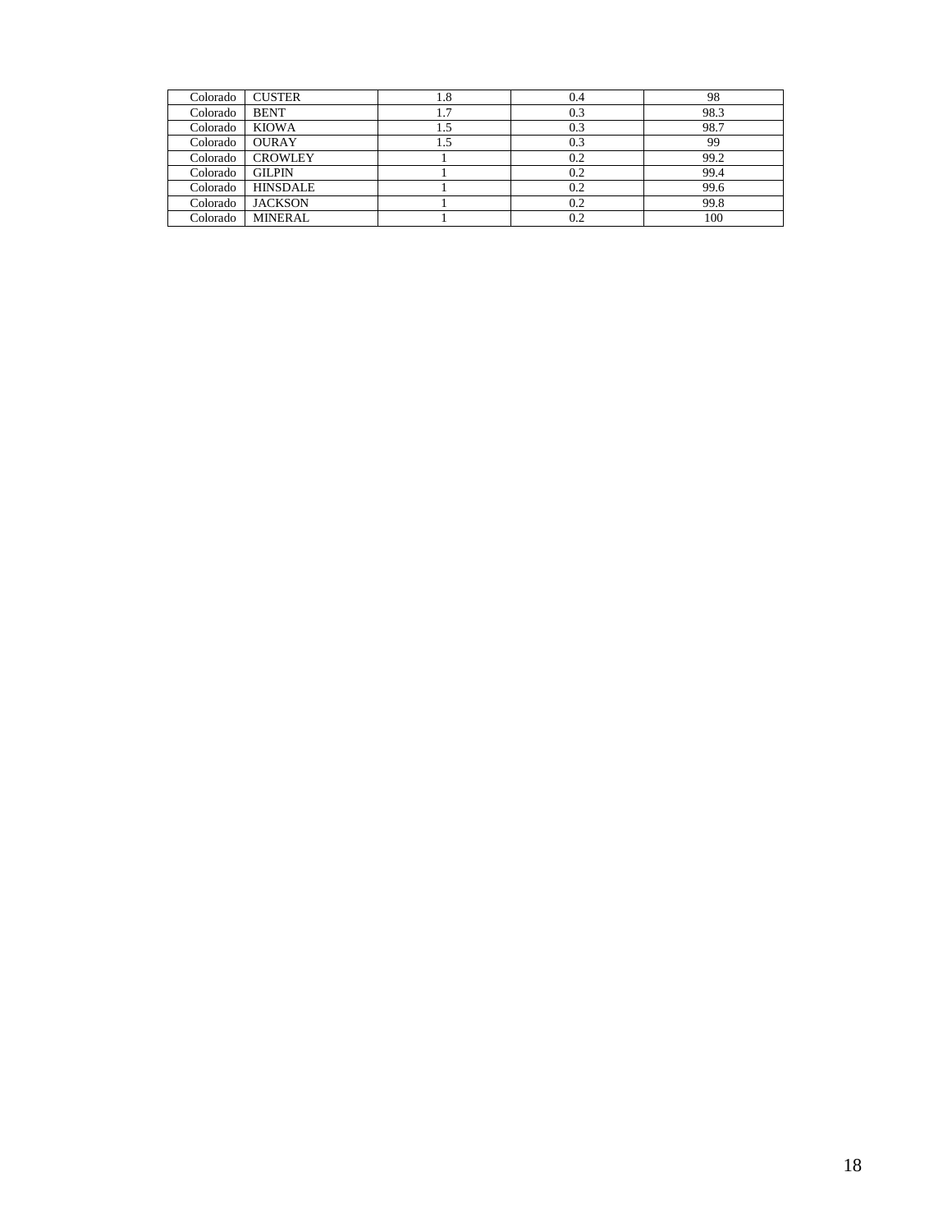| | | | | |
|---|---|---|---|---|
| Colorado | CUSTER | 1.8 | 0.4 | 98 |
| Colorado | BENT | 1.7 | 0.3 | 98.3 |
| Colorado | KIOWA | 1.5 | 0.3 | 98.7 |
| Colorado | OURAY | 1.5 | 0.3 | 99 |
| Colorado | CROWLEY | 1 | 0.2 | 99.2 |
| Colorado | GILPIN | 1 | 0.2 | 99.4 |
| Colorado | HINSDALE | 1 | 0.2 | 99.6 |
| Colorado | JACKSON | 1 | 0.2 | 99.8 |
| Colorado | MINERAL | 1 | 0.2 | 100 |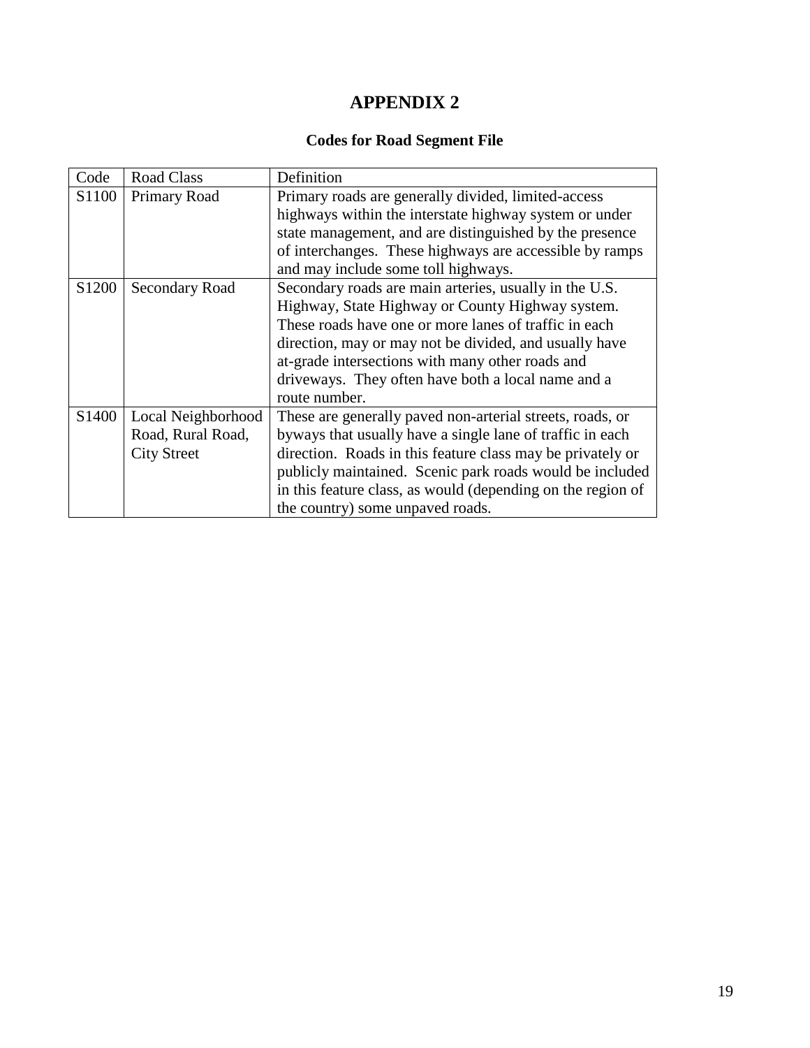# APPENDIX 2

## Codes for Road Segment File

| Code | Road Class | Definition |
| --- | --- | --- |
| S1100 | Primary Road | Primary roads are generally divided, limited-access highways within the interstate highway system or under state management, and are distinguished by the presence of interchanges. These highways are accessible by ramps and may include some toll highways. |
| S1200 | Secondary Road | Secondary roads are main arteries, usually in the U.S. Highway, State Highway or County Highway system. These roads have one or more lanes of traffic in each direction, may or may not be divided, and usually have at-grade intersections with many other roads and driveways. They often have both a local name and a route number. |
| S1400 | Local Neighborhood Road, Rural Road, City Street | These are generally paved non-arterial streets, roads, or byways that usually have a single lane of traffic in each direction. Roads in this feature class may be privately or publicly maintained. Scenic park roads would be included in this feature class, as would (depending on the region of the country) some unpaved roads. |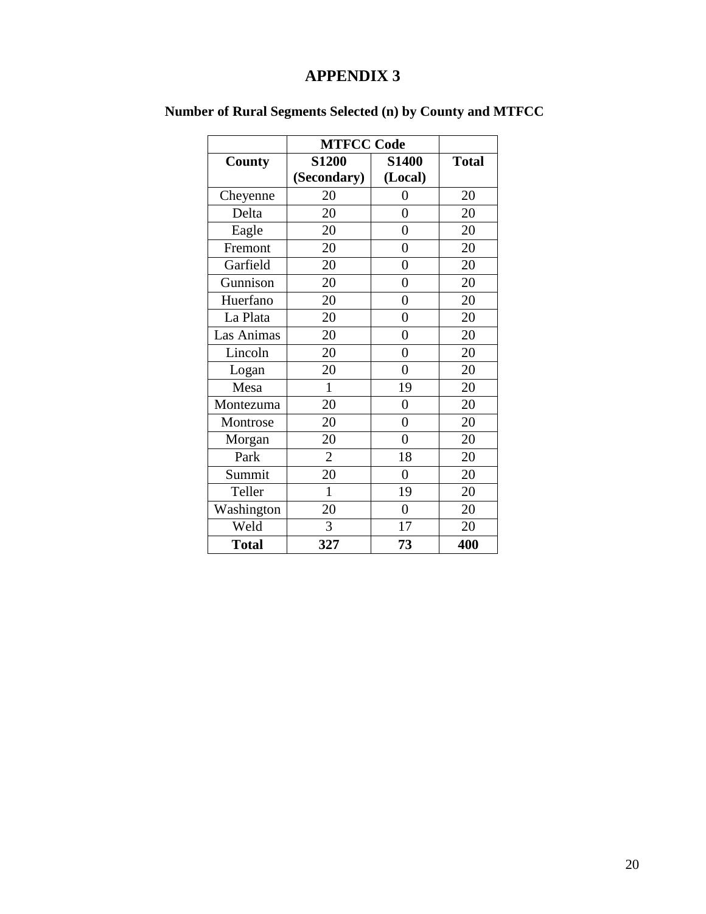# APPENDIX 3

## Number of Rural Segments Selected (n) by County and MTFCC

| | MTFCC Code | | |
|---|---|---|---|
| **County** | **S1200 (Secondary)** | **S1400 (Local)** | **Total** |
| Cheyenne | 20 | 0 | 20 |
| Delta | 20 | 0 | 20 |
| Eagle | 20 | 0 | 20 |
| Fremont | 20 | 0 | 20 |
| Garfield | 20 | 0 | 20 |
| Gunnison | 20 | 0 | 20 |
| Huerfano | 20 | 0 | 20 |
| La Plata | 20 | 0 | 20 |
| Las Animas | 20 | 0 | 20 |
| Lincoln | 20 | 0 | 20 |
| Logan | 20 | 0 | 20 |
| Mesa | 1 | 19 | 20 |
| Montezuma | 20 | 0 | 20 |
| Montrose | 20 | 0 | 20 |
| Morgan | 20 | 0 | 20 |
| Park | 2 | 18 | 20 |
| Summit | 20 | 0 | 20 |
| Teller | 1 | 19 | 20 |
| Washington | 20 | 0 | 20 |
| Weld | 3 | 17 | 20 |
| **Total** | **327** | **73** | **400** |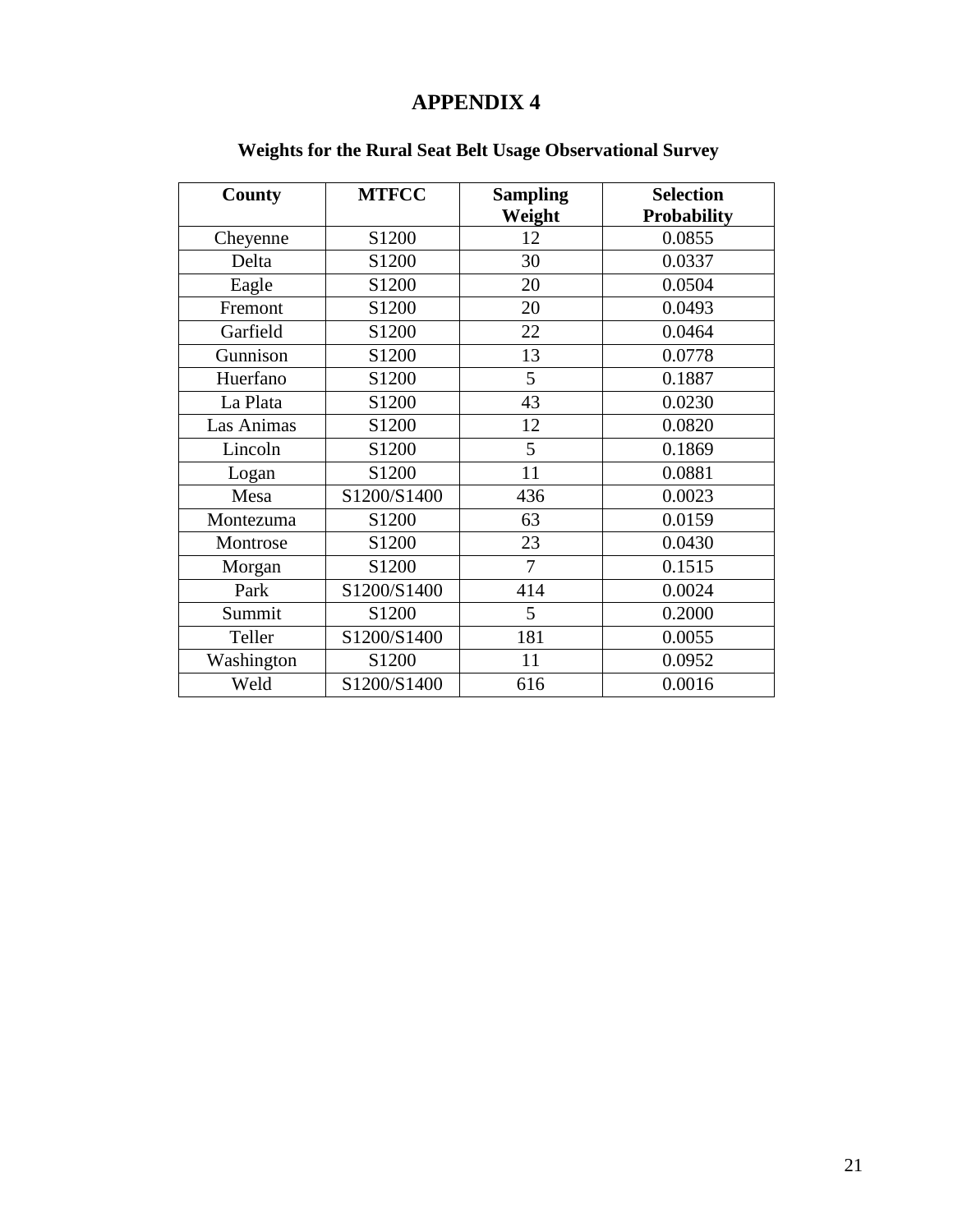# APPENDIX 4

### Weights for the Rural Seat Belt Usage Observational Survey

| County | MTFCC | Sampling Weight | Selection Probability |
|---|---|---|---|
| Cheyenne | S1200 | 12 | 0.0855 |
| Delta | S1200 | 30 | 0.0337 |
| Eagle | S1200 | 20 | 0.0504 |
| Fremont | S1200 | 20 | 0.0493 |
| Garfield | S1200 | 22 | 0.0464 |
| Gunnison | S1200 | 13 | 0.0778 |
| Huerfano | S1200 | 5 | 0.1887 |
| La Plata | S1200 | 43 | 0.0230 |
| Las Animas | S1200 | 12 | 0.0820 |
| Lincoln | S1200 | 5 | 0.1869 |
| Logan | S1200 | 11 | 0.0881 |
| Mesa | S1200/S1400 | 436 | 0.0023 |
| Montezuma | S1200 | 63 | 0.0159 |
| Montrose | S1200 | 23 | 0.0430 |
| Morgan | S1200 | 7 | 0.1515 |
| Park | S1200/S1400 | 414 | 0.0024 |
| Summit | S1200 | 5 | 0.2000 |
| Teller | S1200/S1400 | 181 | 0.0055 |
| Washington | S1200 | 11 | 0.0952 |
| Weld | S1200/S1400 | 616 | 0.0016 |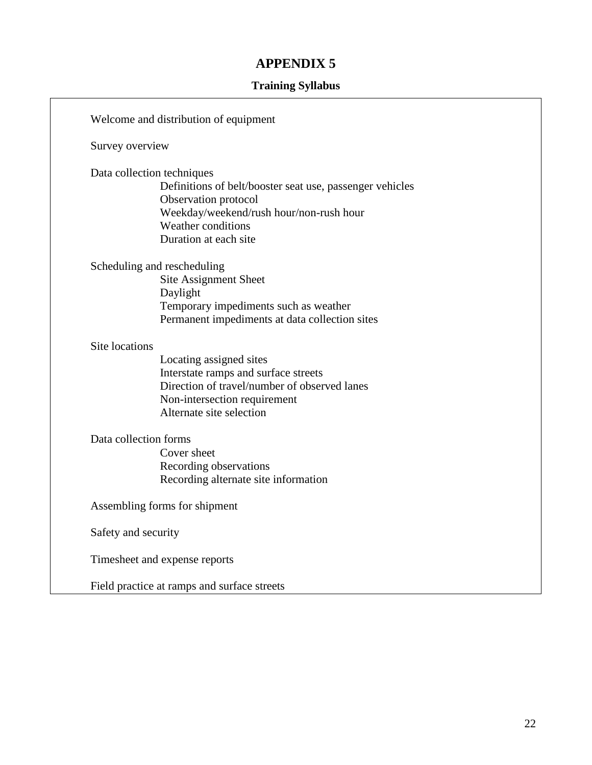# APPENDIX 5

## Training Syllabus

Welcome and distribution of equipment

Survey overview

Data collection techniques
- Definitions of belt/booster seat use, passenger vehicles
- Observation protocol
- Weekday/weekend/rush hour/non-rush hour
- Weather conditions
- Duration at each site

Scheduling and rescheduling
- Site Assignment Sheet
- Daylight
- Temporary impediments such as weather
- Permanent impediments at data collection sites

Site locations
- Locating assigned sites
- Interstate ramps and surface streets
- Direction of travel/number of observed lanes
- Non-intersection requirement
- Alternate site selection

Data collection forms
- Cover sheet
- Recording observations
- Recording alternate site information

Assembling forms for shipment

Safety and security

Timesheet and expense reports

Field practice at ramps and surface streets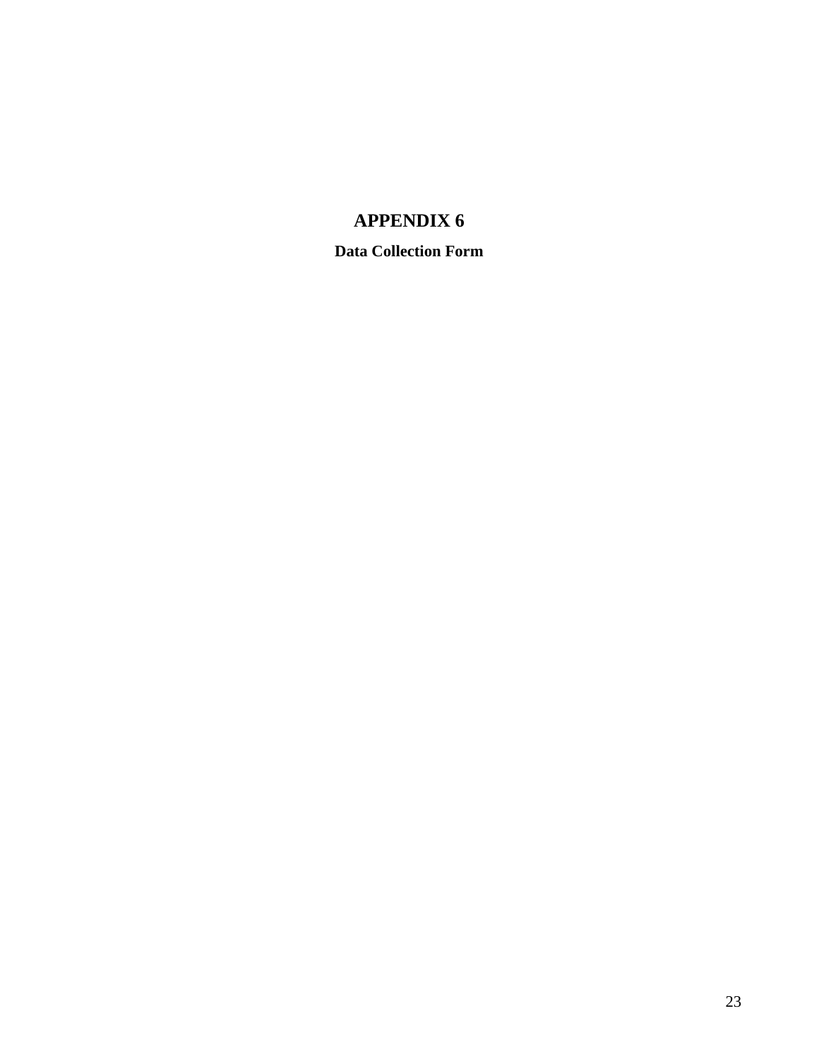# APPENDIX 6

**Data Collection Form**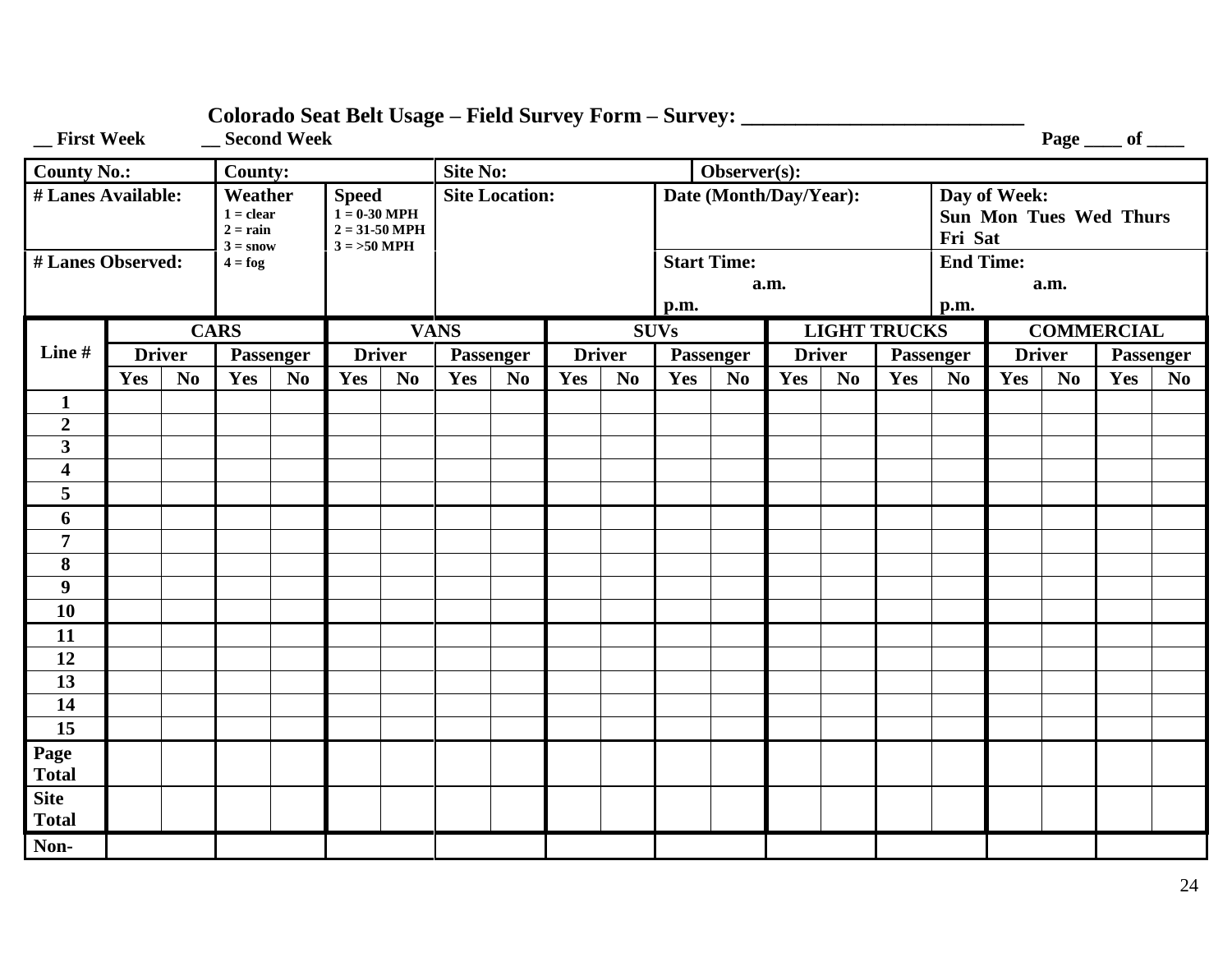# Colorado Seat Belt Usage – Field Survey Form – Survey: ___________________________

__ First Week __ Second Week

Page ____ of ____

| County No.: | County: | | Site No: | Observer(s): | |
|---|---|---|---|---|---|
| # Lanes Available: | Weather<br>1 = clear<br>2 = rain<br>3 = snow<br>4 = fog | Speed<br>1 = 0-30 MPH<br>2 = 31-50 MPH<br>3 = >50 MPH | Site Location: | Date (Month/Day/Year): | Day of Week:<br>Sun Mon Tues Wed Thurs Fri Sat |
| # Lanes Observed: | | | | Start Time:<br>a.m.<br>p.m. | End Time:<br>a.m.<br>p.m. |

| Line # | CARS | | | | VANS | | | | SUVs | | | | LIGHT TRUCKS | | | | COMMERCIAL | | | |
|---|---|---|---|---|---|---|---|---|---|---|---|---|---|---|---|---|---|---|---|---|
| | Driver | | Passenger | | Driver | | Passenger | | Driver | | Passenger | | Driver | | Passenger | | Driver | | Passenger | |
| | Yes | No | Yes | No | Yes | No | Yes | No | Yes | No | Yes | No | Yes | No | Yes | No | Yes | No | Yes | No |
| 1 | | | | | | | | | | | | | | | | | | | | |
| 2 | | | | | | | | | | | | | | | | | | | | |
| 3 | | | | | | | | | | | | | | | | | | | | |
| 4 | | | | | | | | | | | | | | | | | | | | |
| 5 | | | | | | | | | | | | | | | | | | | | |
| 6 | | | | | | | | | | | | | | | | | | | | |
| 7 | | | | | | | | | | | | | | | | | | | | |
| 8 | | | | | | | | | | | | | | | | | | | | |
| 9 | | | | | | | | | | | | | | | | | | | | |
| 10 | | | | | | | | | | | | | | | | | | | | |
| 11 | | | | | | | | | | | | | | | | | | | | |
| 12 | | | | | | | | | | | | | | | | | | | | |
| 13 | | | | | | | | | | | | | | | | | | | | |
| 14 | | | | | | | | | | | | | | | | | | | | |
| 15 | | | | | | | | | | | | | | | | | | | | |
| Page Total | | | | | | | | | | | | | | | | | | | | |
| Site Total | | | | | | | | | | | | | | | | | | | | |
| Non- | | | | | | | | | | | | | | | | | | | | |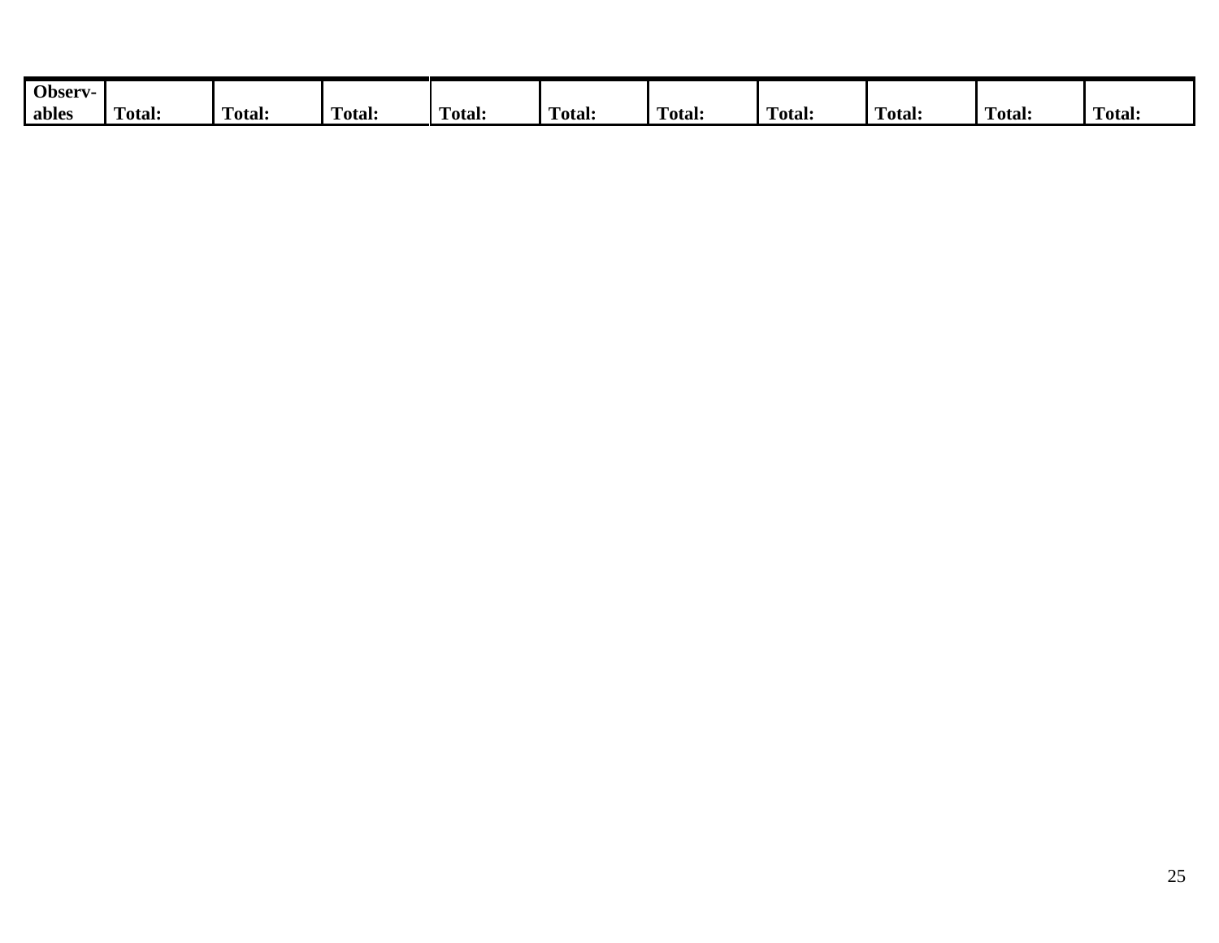| Observ-ables | Total: | Total: | Total: | Total: | Total: | Total: | Total: | Total: | Total: | Total: |
|---|---|---|---|---|---|---|---|---|---|---|